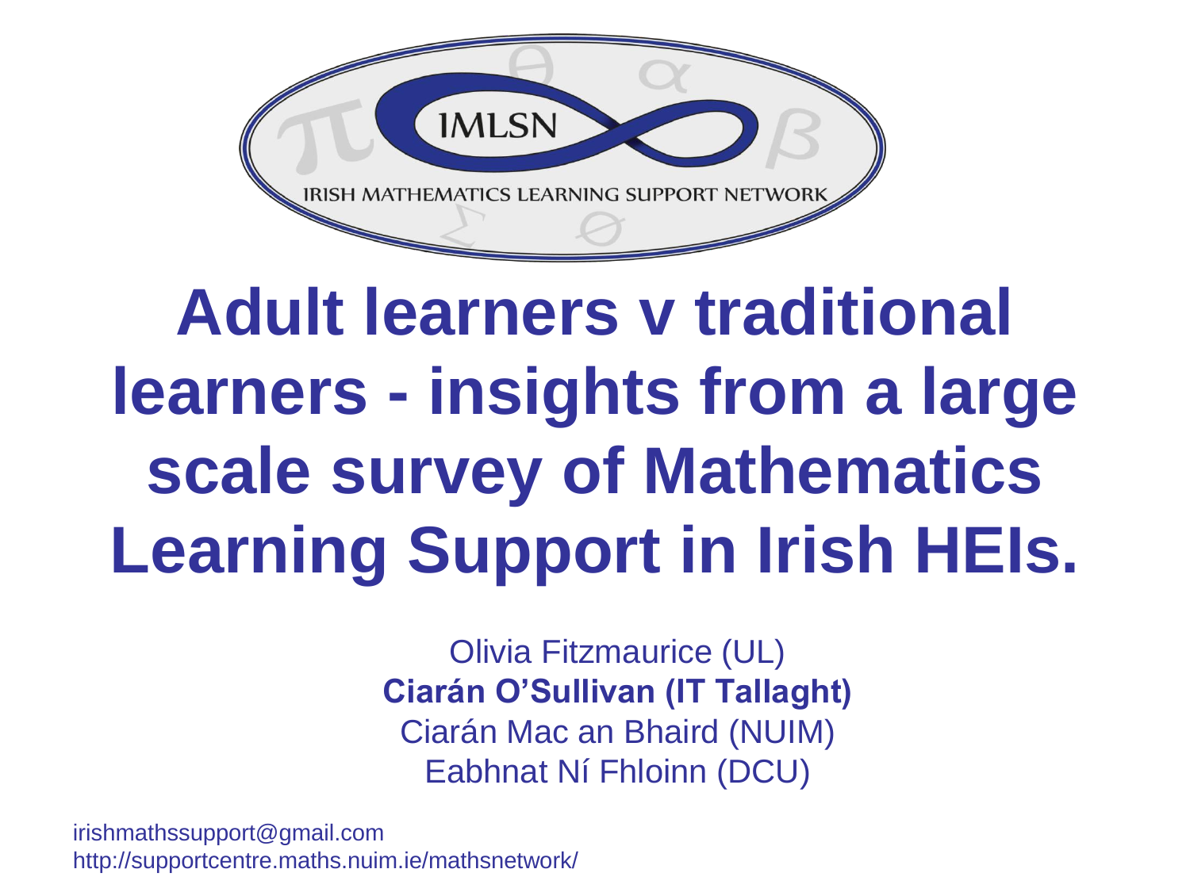IMLSN

IRISH MATHEMATICS LEARNING SUPPORT NETWORK

# Adult learners v traditional learners - insights from a large scale survey of Mathematics Learning Support in Irish HEIs.

Olivia Fitzmaurice (UL)
**Ciarán O'Sullivan (IT Tallaght)**
Ciarán Mac an Bhaird (NUIM)
Eabhnat Ní Fhloinn (DCU)

irishmathssupport@gmail.com
http://supportcentre.maths.nuim.ie/mathsnetwork/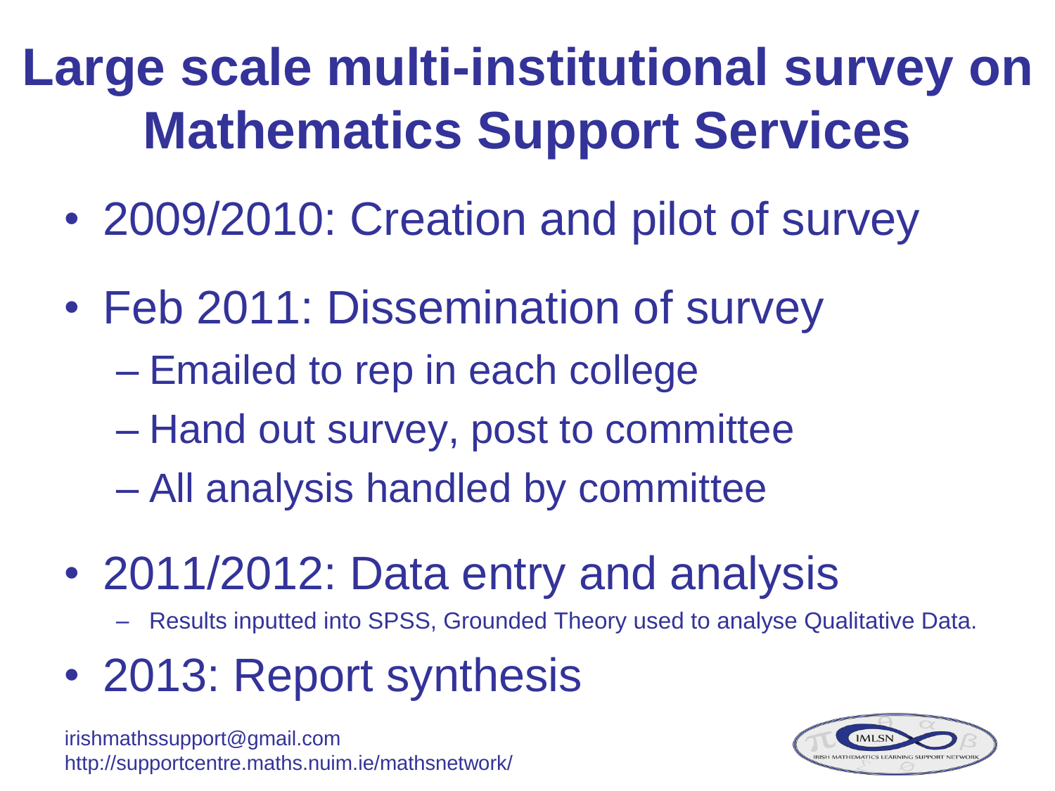# Large scale multi-institutional survey on Mathematics Support Services

- 2009/2010: Creation and pilot of survey
- Feb 2011: Dissemination of survey
  - Emailed to rep in each college
  - Hand out survey, post to committee
  - All analysis handled by committee
- 2011/2012: Data entry and analysis
  - Results inputted into SPSS, Grounded Theory used to analyse Qualitative Data.
- 2013: Report synthesis

irishmathssupport@gmail.com
http://supportcentre.maths.nuim.ie/mathsnetwork/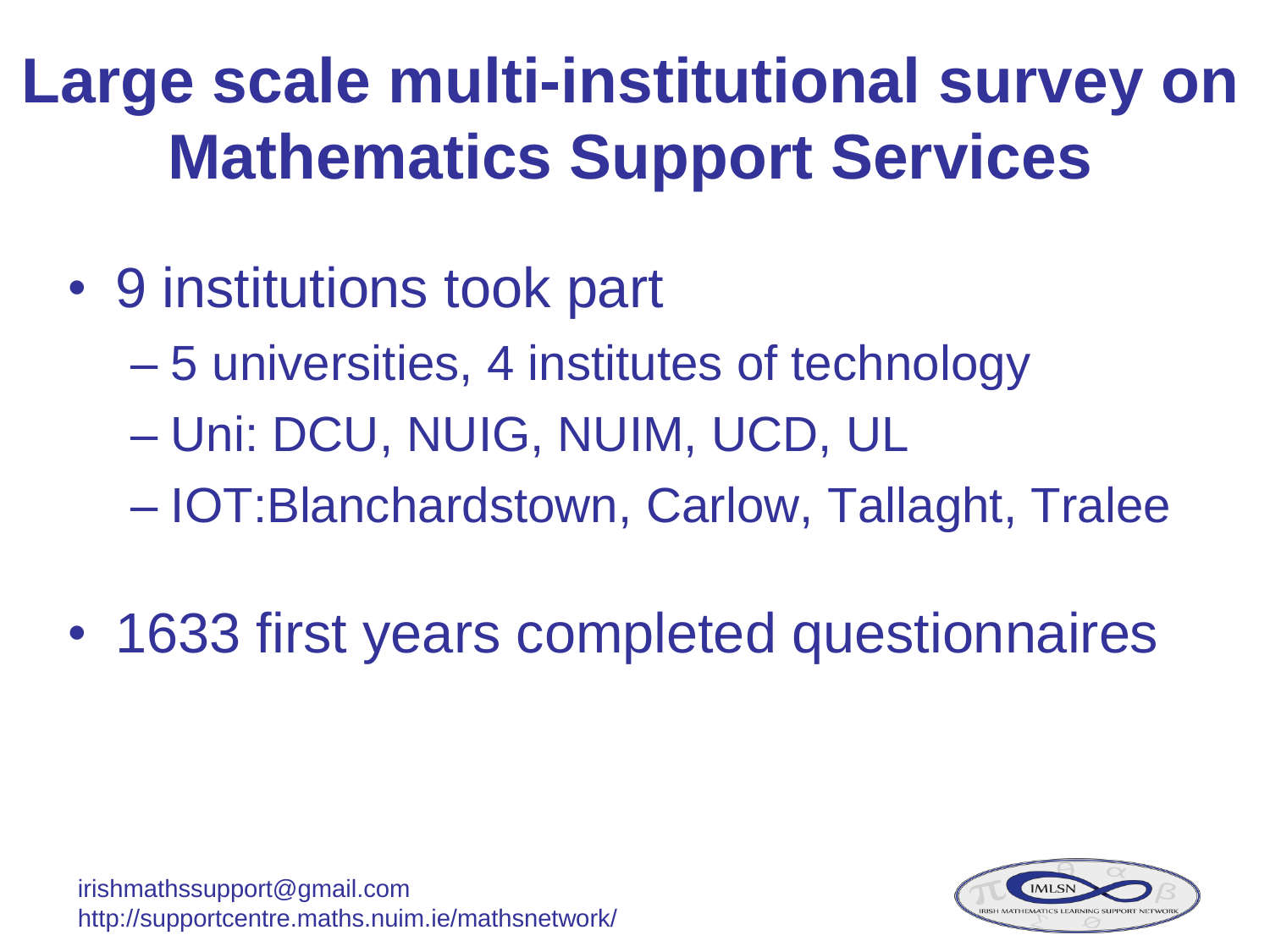# Large scale multi-institutional survey on Mathematics Support Services

- 9 institutions took part
  - 5 universities, 4 institutes of technology
  - Uni: DCU, NUIG, NUIM, UCD, UL
  - IOT:Blanchardstown, Carlow, Tallaght, Tralee
- 1633 first years completed questionnaires

irishmathssupport@gmail.com
http://supportcentre.maths.nuim.ie/mathsnetwork/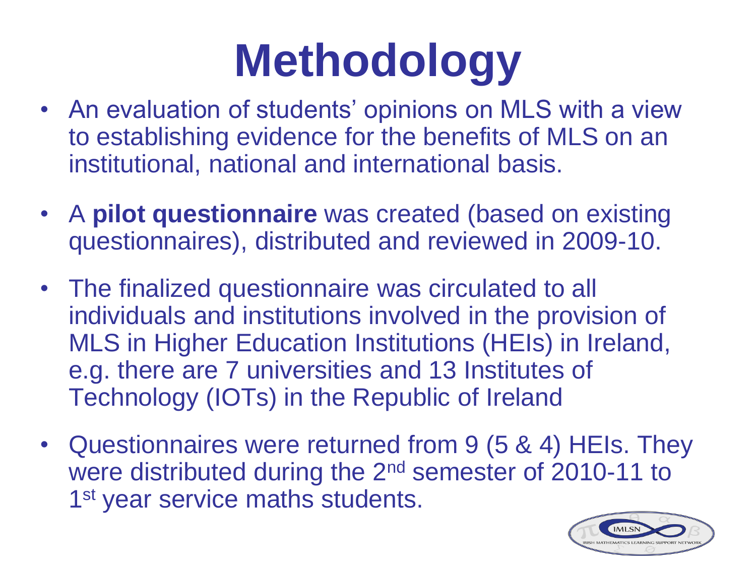# Methodology

- An evaluation of students' opinions on MLS with a view to establishing evidence for the benefits of MLS on an institutional, national and international basis.
- A **pilot questionnaire** was created (based on existing questionnaires), distributed and reviewed in 2009-10.
- The finalized questionnaire was circulated to all individuals and institutions involved in the provision of MLS in Higher Education Institutions (HEIs) in Ireland, e.g. there are 7 universities and 13 Institutes of Technology (IOTs) in the Republic of Ireland
- Questionnaires were returned from 9 (5 & 4) HEIs. They were distributed during the 2nd semester of 2010-11 to 1st year service maths students.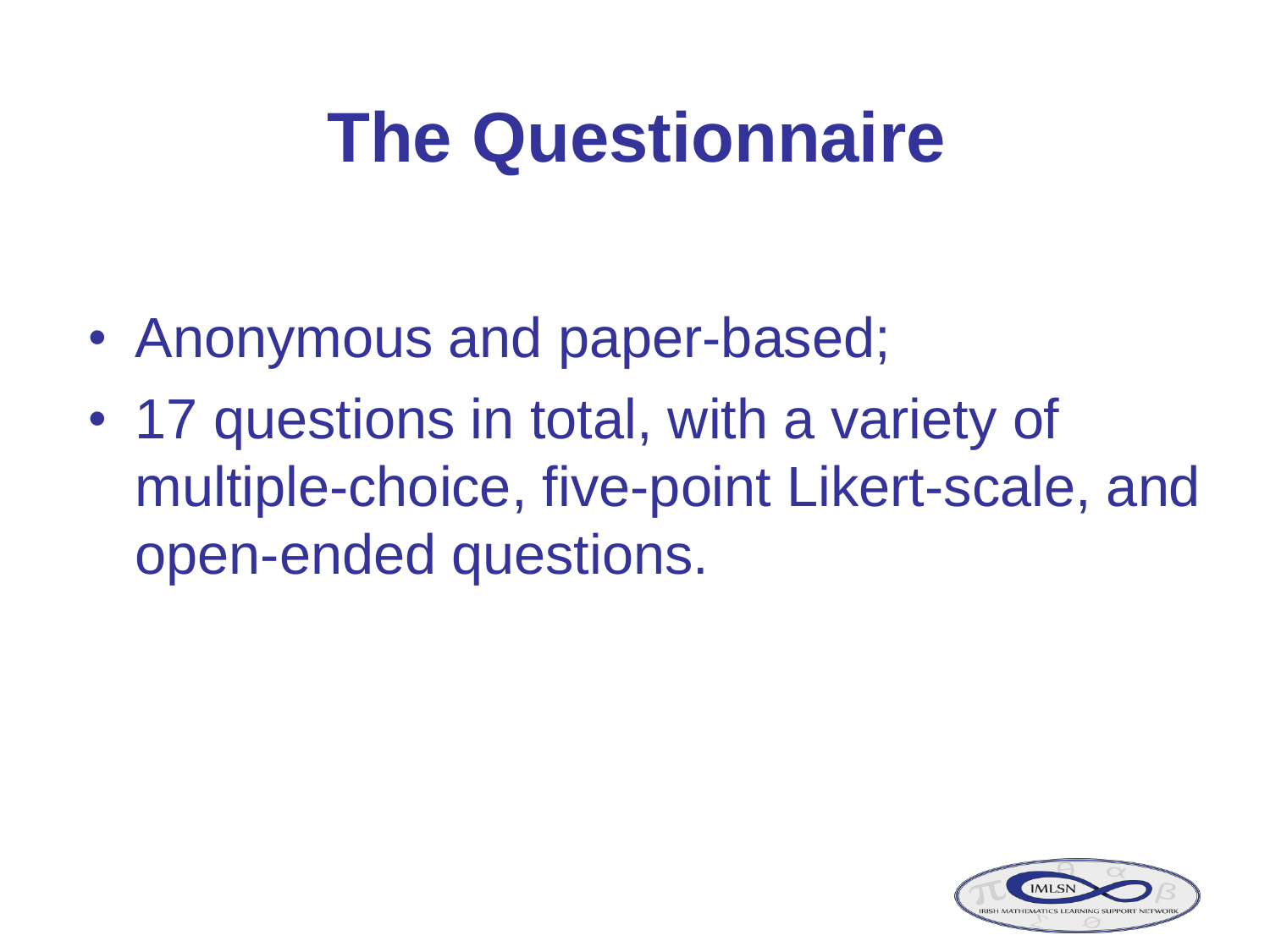# The Questionnaire

- Anonymous and paper-based;
- 17 questions in total, with a variety of multiple-choice, five-point Likert-scale, and open-ended questions.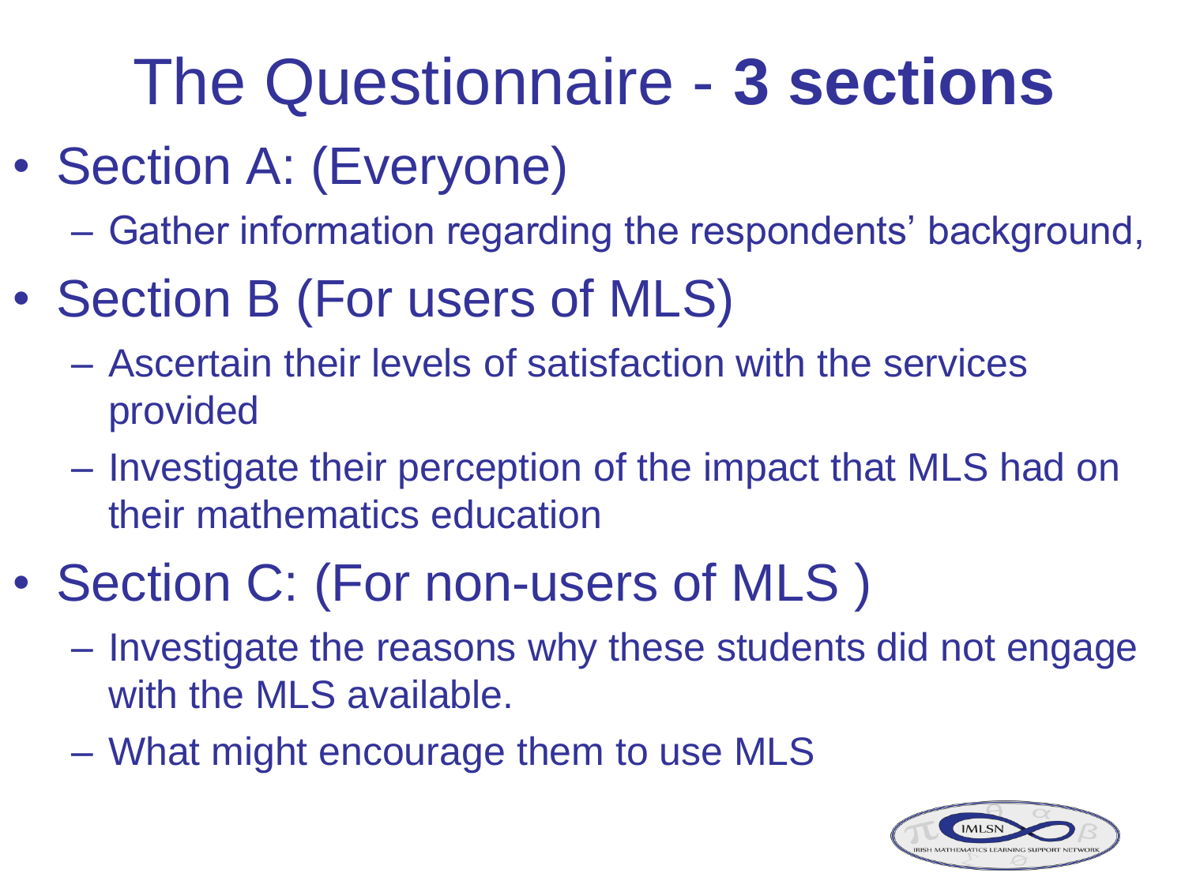# The Questionnaire - **3 sections**

- Section A: (Everyone)
  - Gather information regarding the respondents' background,
- Section B (For users of MLS)
  - Ascertain their levels of satisfaction with the services provided
  - Investigate their perception of the impact that MLS had on their mathematics education
- Section C: (For non-users of MLS )
  - Investigate the reasons why these students did not engage with the MLS available.
  - What might encourage them to use MLS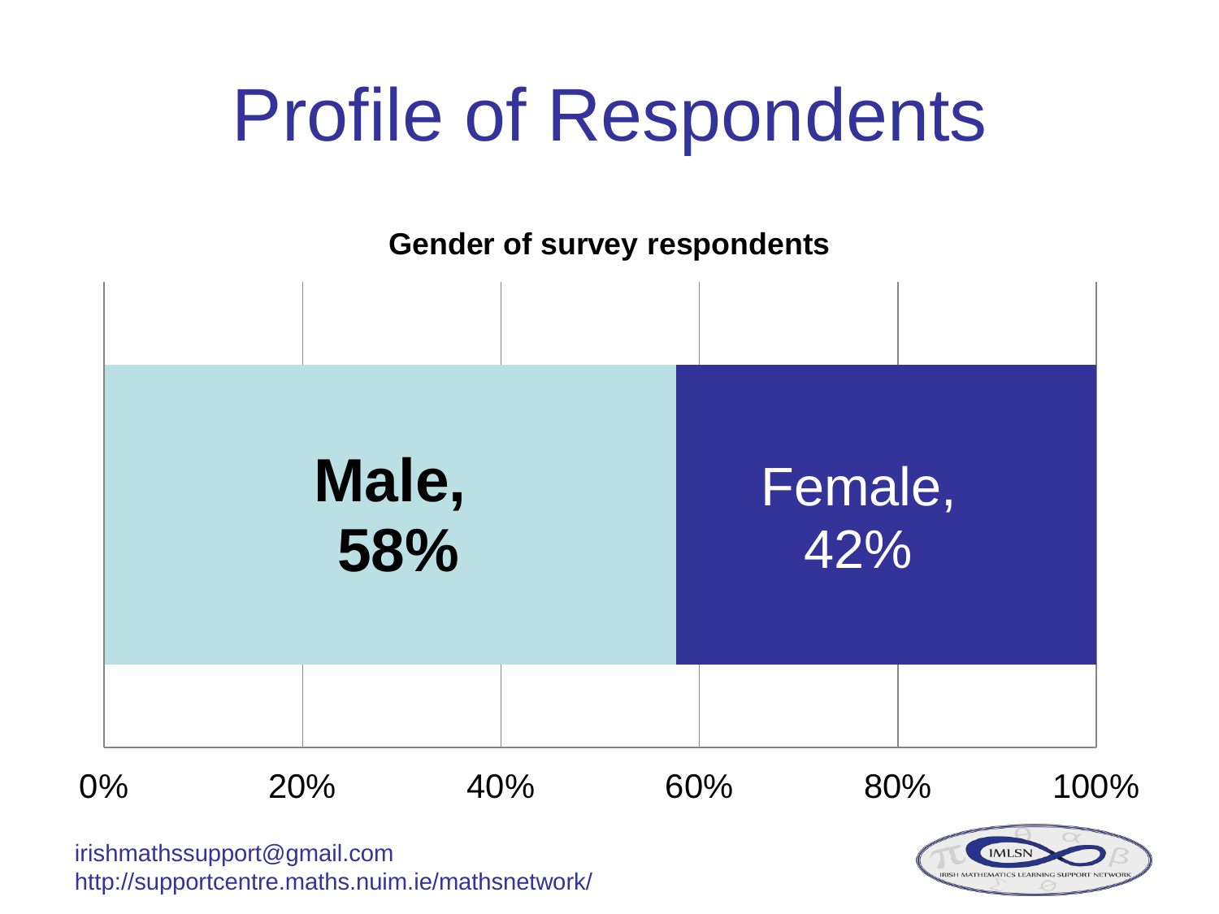# Profile of Respondents

**Gender of survey respondents**

| Gender | Percentage |
|---|---|
| Male | 58% |
| Female | 42% |

irishmathssupport@gmail.com
http://supportcentre.maths.nuim.ie/mathsnetwork/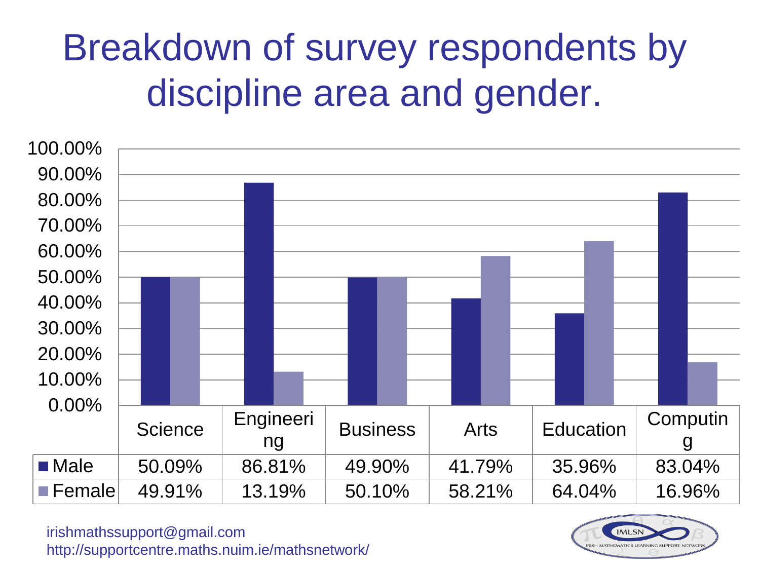# Breakdown of survey respondents by discipline area and gender.

| | Science | Engineering | Business | Arts | Education | Computing |
|---|---|---|---|---|---|---|
| Male | 50.09% | 86.81% | 49.90% | 41.79% | 35.96% | 83.04% |
| Female | 49.91% | 13.19% | 50.10% | 58.21% | 64.04% | 16.96% |

irishmathssupport@gmail.com
http://supportcentre.maths.nuim.ie/mathsnetwork/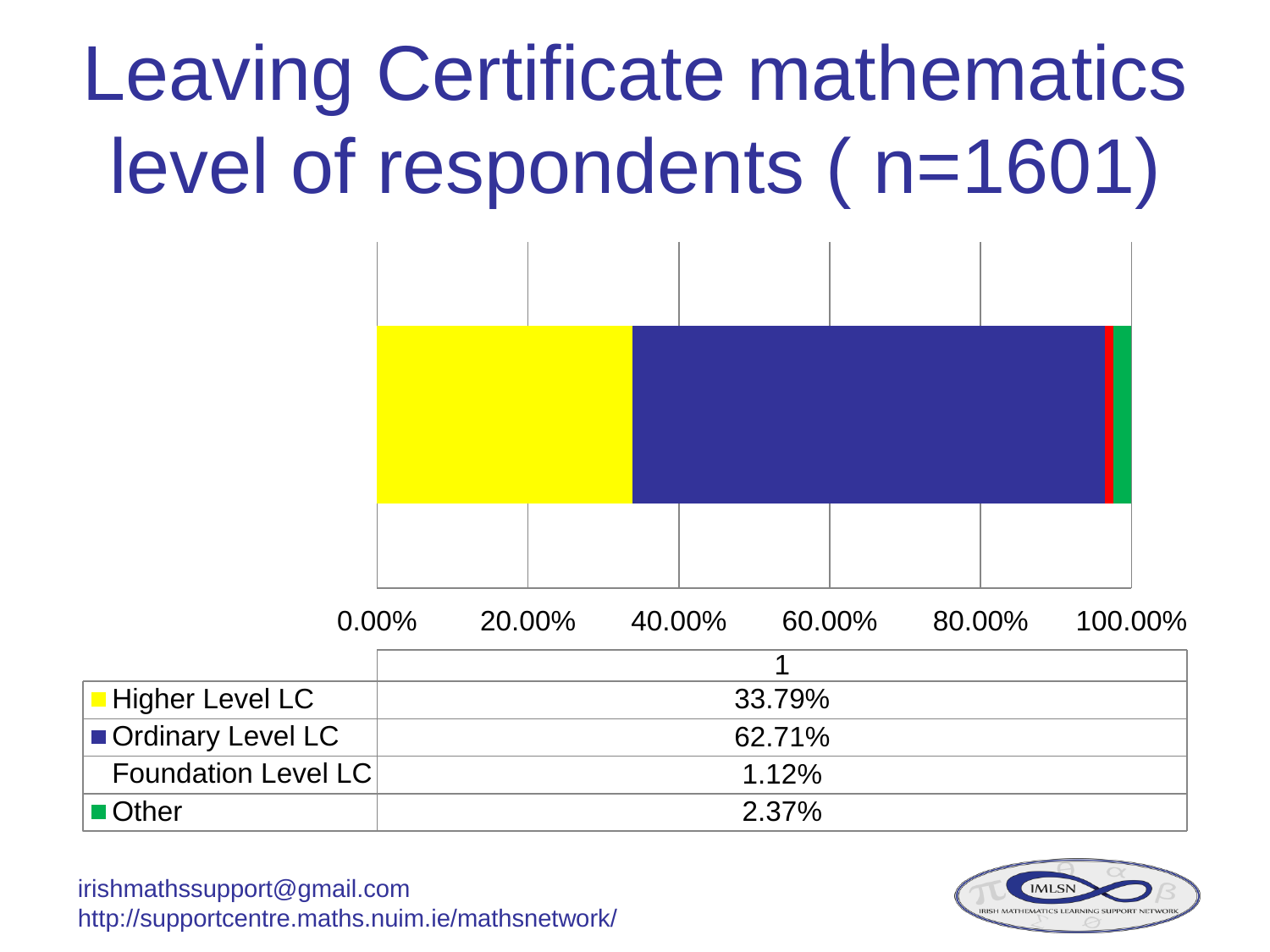# Leaving Certificate mathematics level of respondents ( n=1601)

| | 1 |
|---|---|
| Higher Level LC | 33.79% |
| Ordinary Level LC | 62.71% |
| Foundation Level LC | 1.12% |
| Other | 2.37% |

irishmathssupport@gmail.com
http://supportcentre.maths.nuim.ie/mathsnetwork/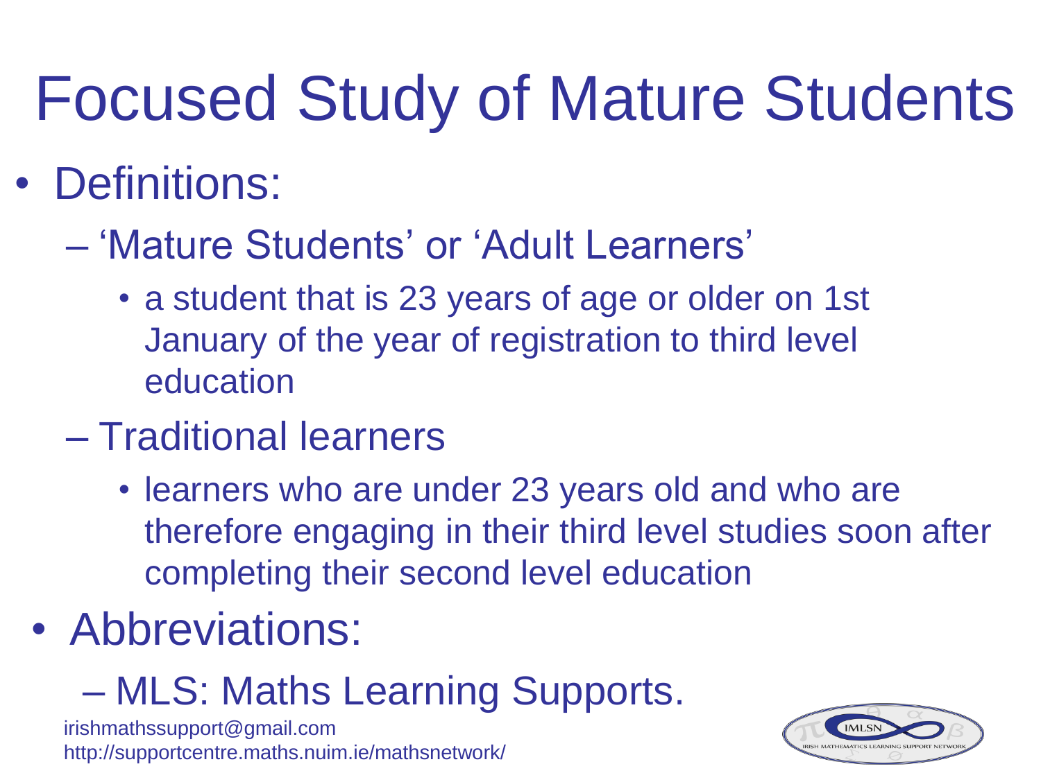# Focused Study of Mature Students

- Definitions:
  - 'Mature Students' or 'Adult Learners'
    - a student that is 23 years of age or older on 1st January of the year of registration to third level education
  - Traditional learners
    - learners who are under 23 years old and who are therefore engaging in their third level studies soon after completing their second level education
- Abbreviations:
  - MLS: Maths Learning Supports.

irishmathssupport@gmail.com
http://supportcentre.maths.nuim.ie/mathsnetwork/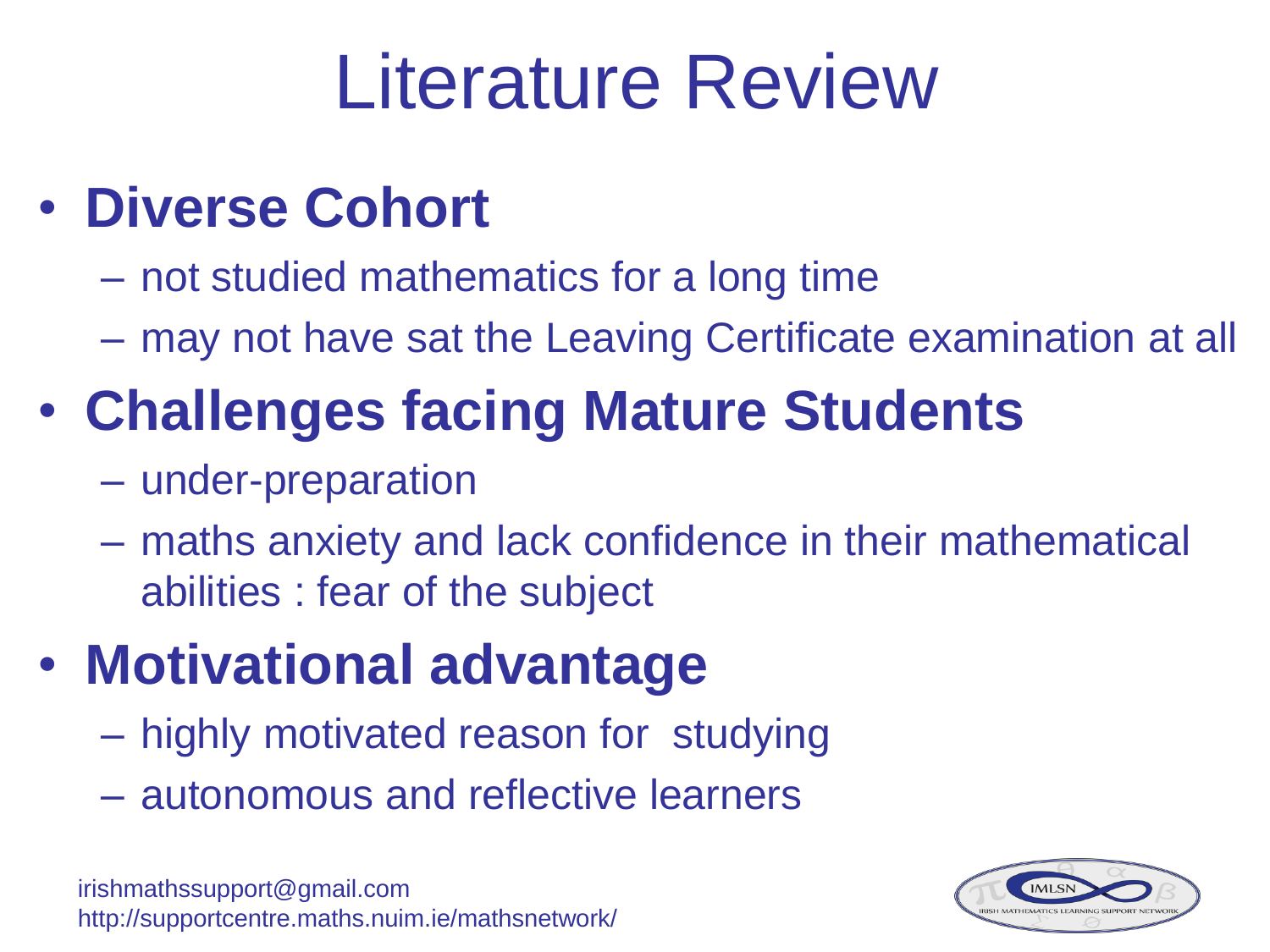# Literature Review

- **Diverse Cohort**
  - not studied mathematics for a long time
  - may not have sat the Leaving Certificate examination at all
- **Challenges facing Mature Students**
  - under-preparation
  - maths anxiety and lack confidence in their mathematical abilities : fear of the subject
- **Motivational advantage**
  - highly motivated reason for studying
  - autonomous and reflective learners

irishmathssupport@gmail.com
http://supportcentre.maths.nuim.ie/mathsnetwork/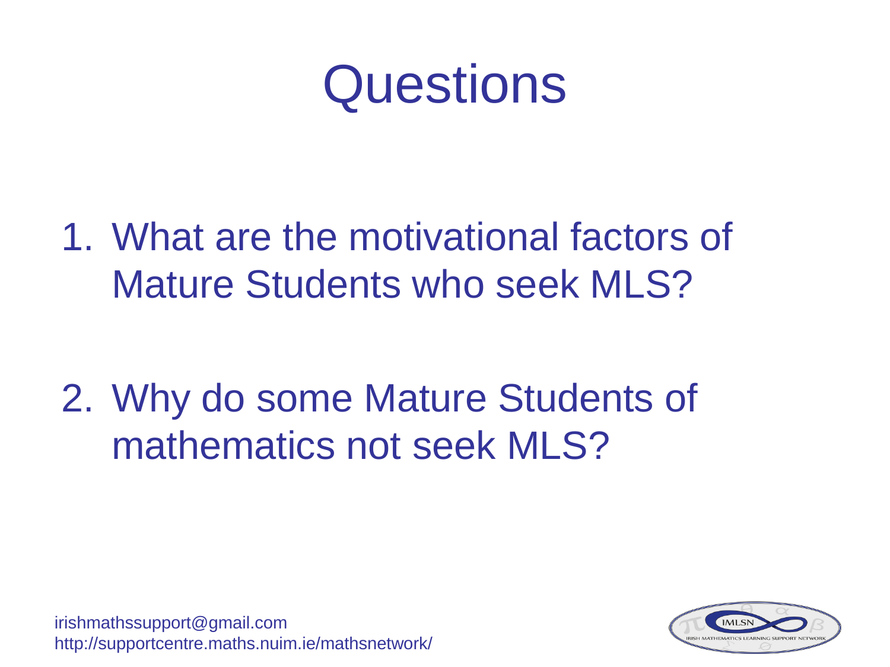# Questions

1. What are the motivational factors of Mature Students who seek MLS?

2. Why do some Mature Students of mathematics not seek MLS?

irishmathssupport@gmail.com
http://supportcentre.maths.nuim.ie/mathsnetwork/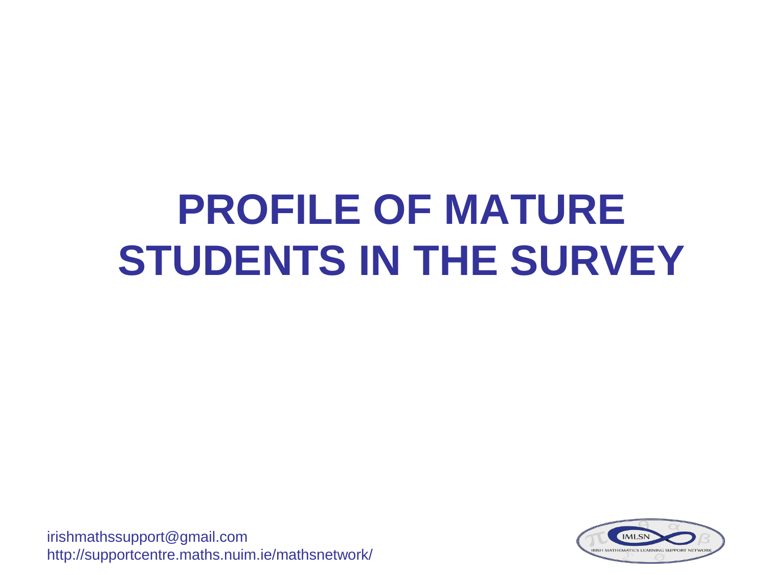# PROFILE OF MATURE STUDENTS IN THE SURVEY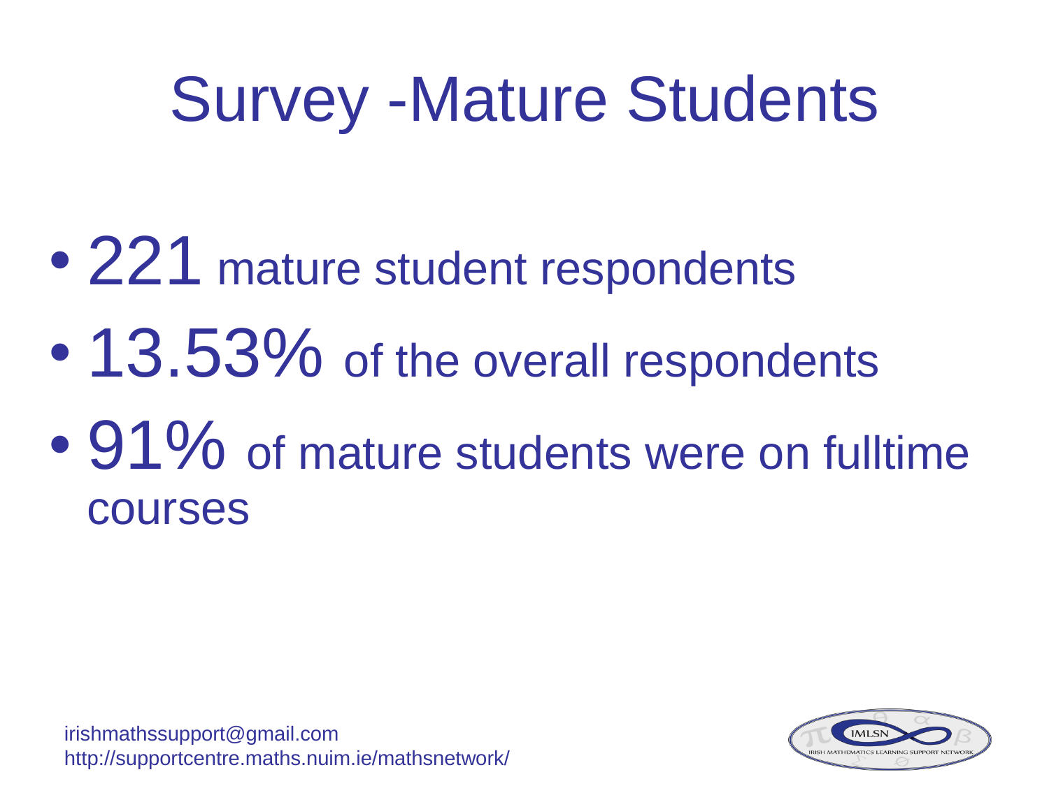# Survey -Mature Students

- 221 mature student respondents
- 13.53% of the overall respondents
- 91% of mature students were on fulltime courses

irishmathssupport@gmail.com
http://supportcentre.maths.nuim.ie/mathsnetwork/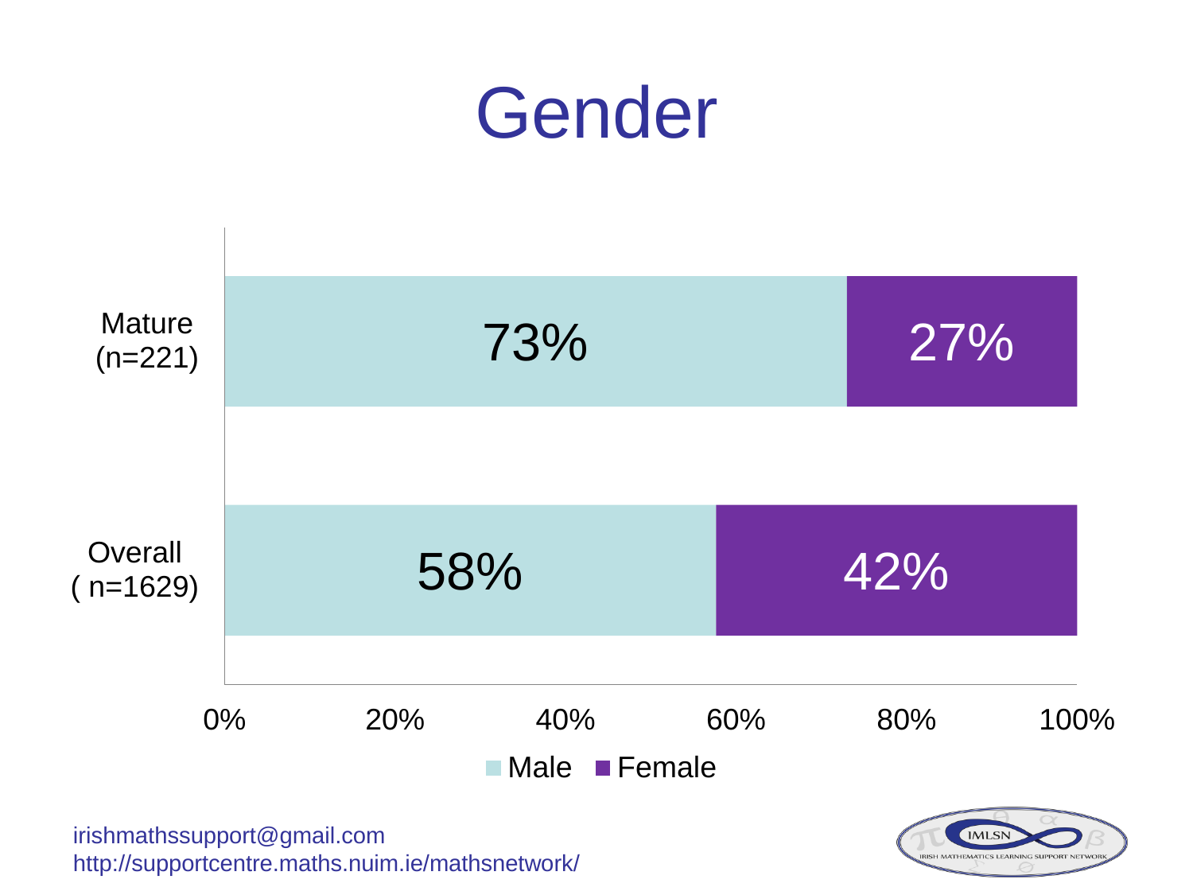# Gender

| | Male | Female |
|---|---|---|
| Mature (n=221) | 73% | 27% |
| Overall ( n=1629) | 58% | 42% |

irishmathssupport@gmail.com
http://supportcentre.maths.nuim.ie/mathsnetwork/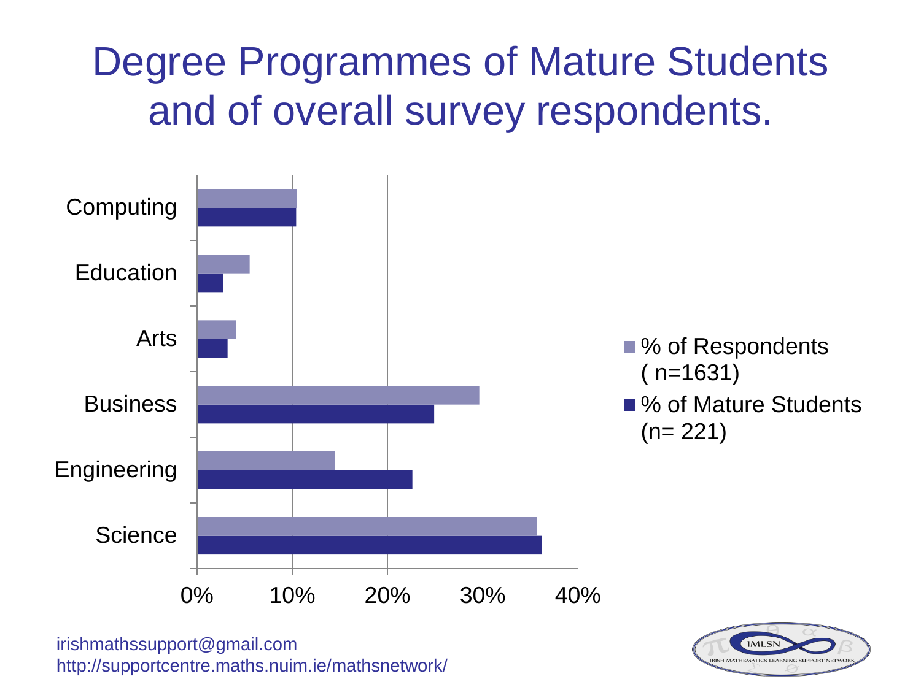# Degree Programmes of Mature Students and of overall survey respondents.

Computing

Education

Arts

Business

Engineering

Science

0% 10% 20% 30% 40%

■ % of Respondents ( n=1631)

■ % of Mature Students (n= 221)

irishmathssupport@gmail.com
http://supportcentre.maths.nuim.ie/mathsnetwork/

IMLSN
IRISH MATHEMATICS LEARNING SUPPORT NETWORK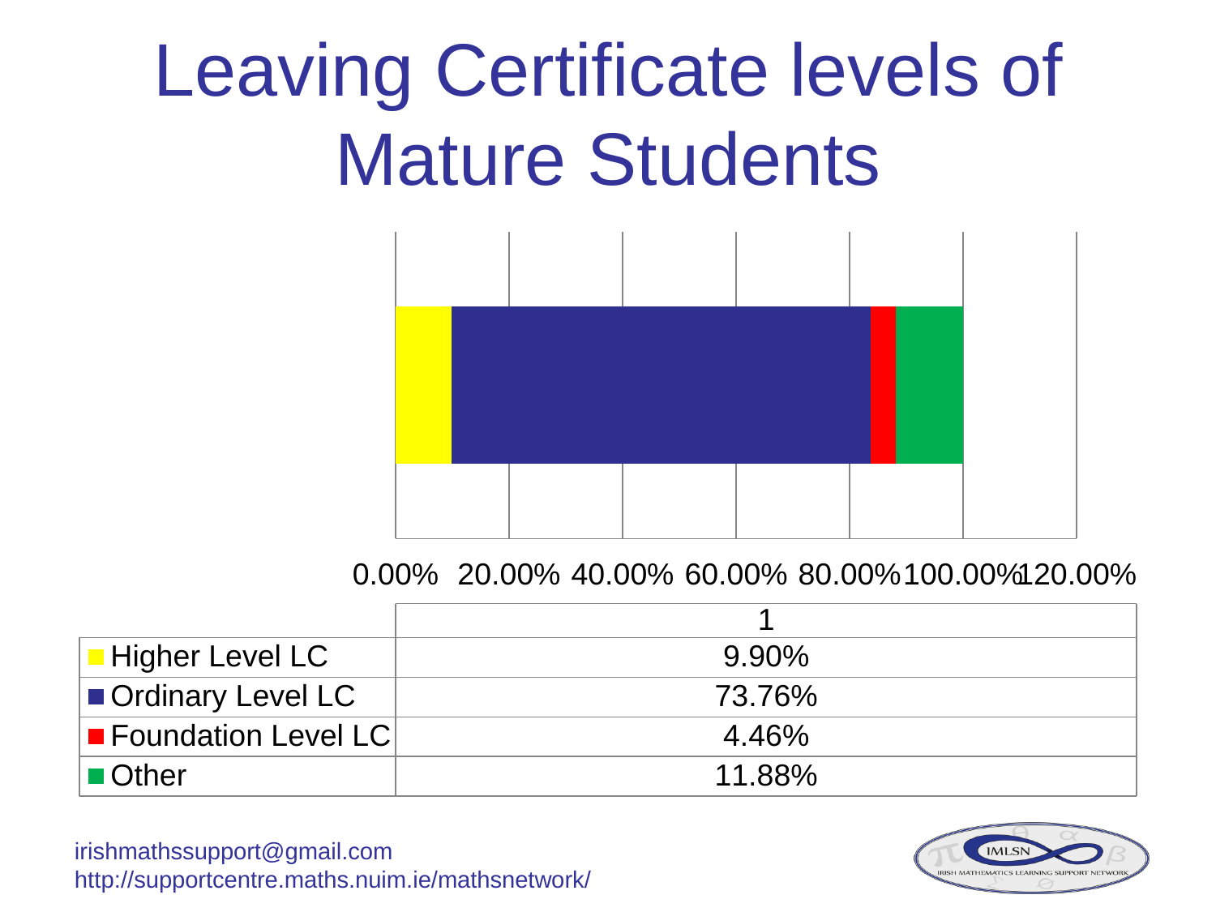# Leaving Certificate levels of Mature Students

0.00% 20.00% 40.00% 60.00% 80.00% 100.00% 120.00%

| | 1 |
|---|---|
| Higher Level LC | 9.90% |
| Ordinary Level LC | 73.76% |
| Foundation Level LC | 4.46% |
| Other | 11.88% |

irishmathssupport@gmail.com
http://supportcentre.maths.nuim.ie/mathsnetwork/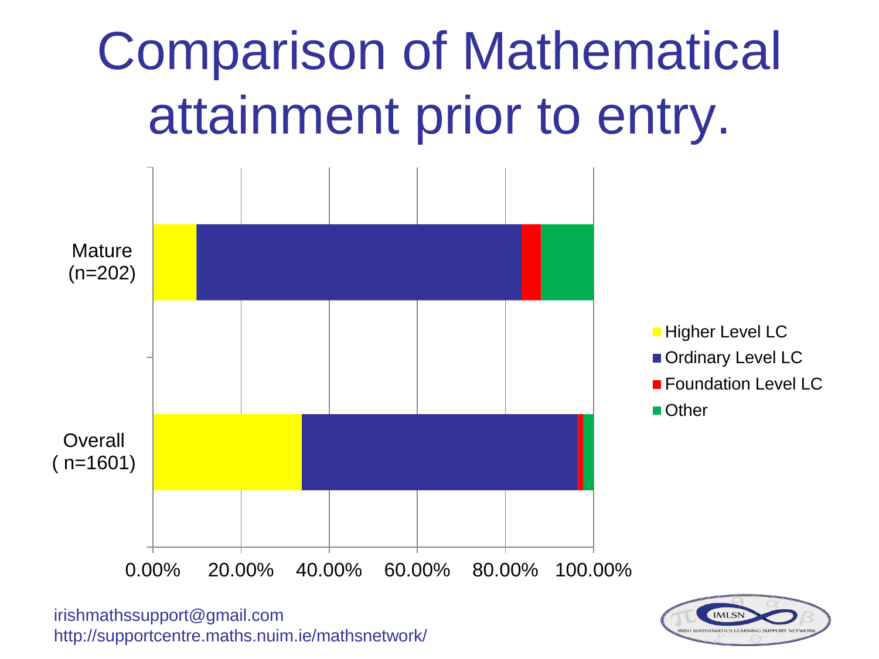# Comparison of Mathematical attainment prior to entry.

Mature (n=202)

Overall ( n=1601)

0.00% 20.00% 40.00% 60.00% 80.00% 100.00%

- Higher Level LC
- Ordinary Level LC
- Foundation Level LC
- Other

irishmathssupport@gmail.com
http://supportcentre.maths.nuim.ie/mathsnetwork/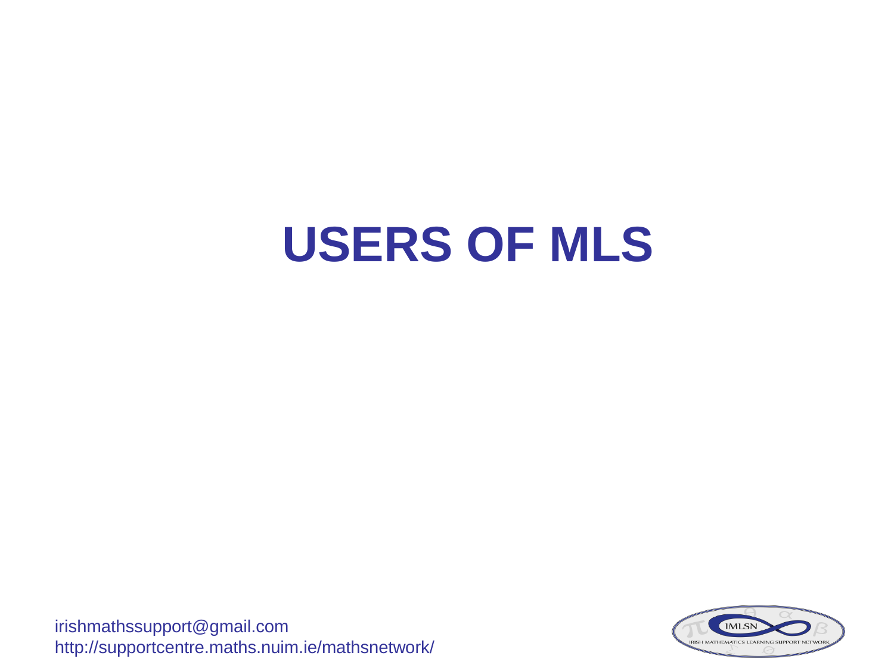# USERS OF MLS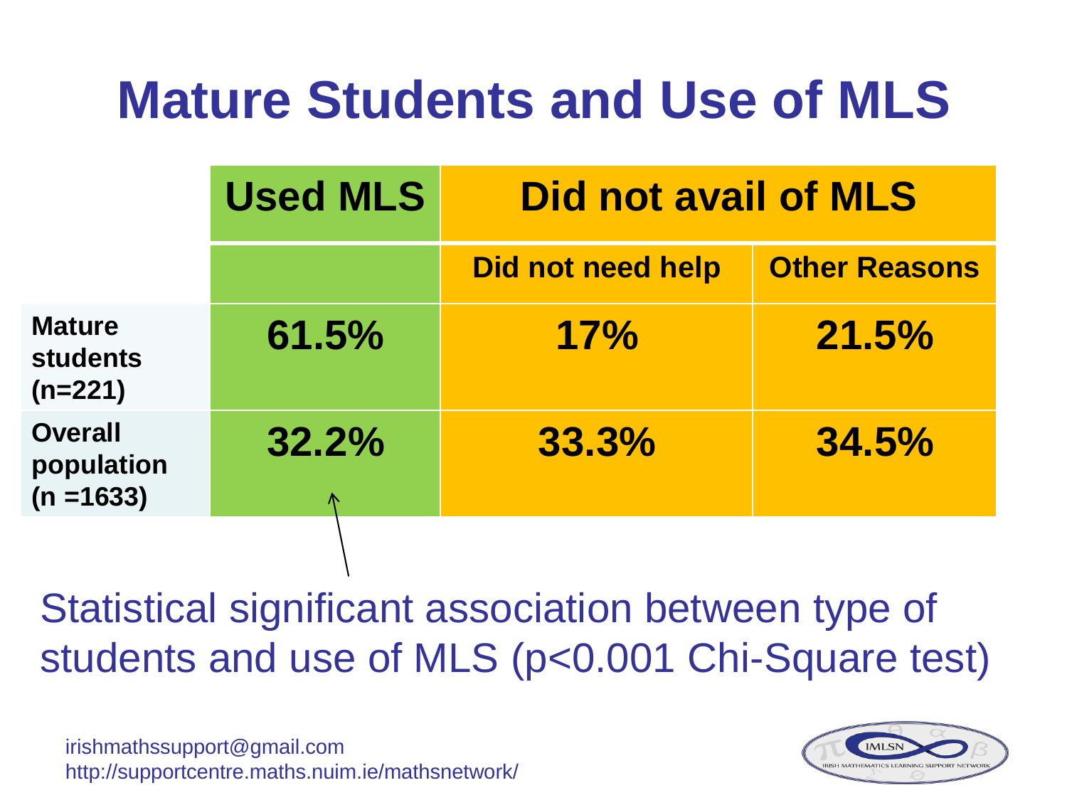# Mature Students and Use of MLS

| | Used MLS | Did not avail of MLS | |
|---|---|---|---|
| | | Did not need help | Other Reasons |
| **Mature students (n=221)** | 61.5% | 17% | 21.5% |
| **Overall population (n =1633)** | 32.2% | 33.3% | 34.5% |

Statistical significant association between type of students and use of MLS ($p<0.001$ Chi-Square test)

irishmathssupport@gmail.com
http://supportcentre.maths.nuim.ie/mathsnetwork/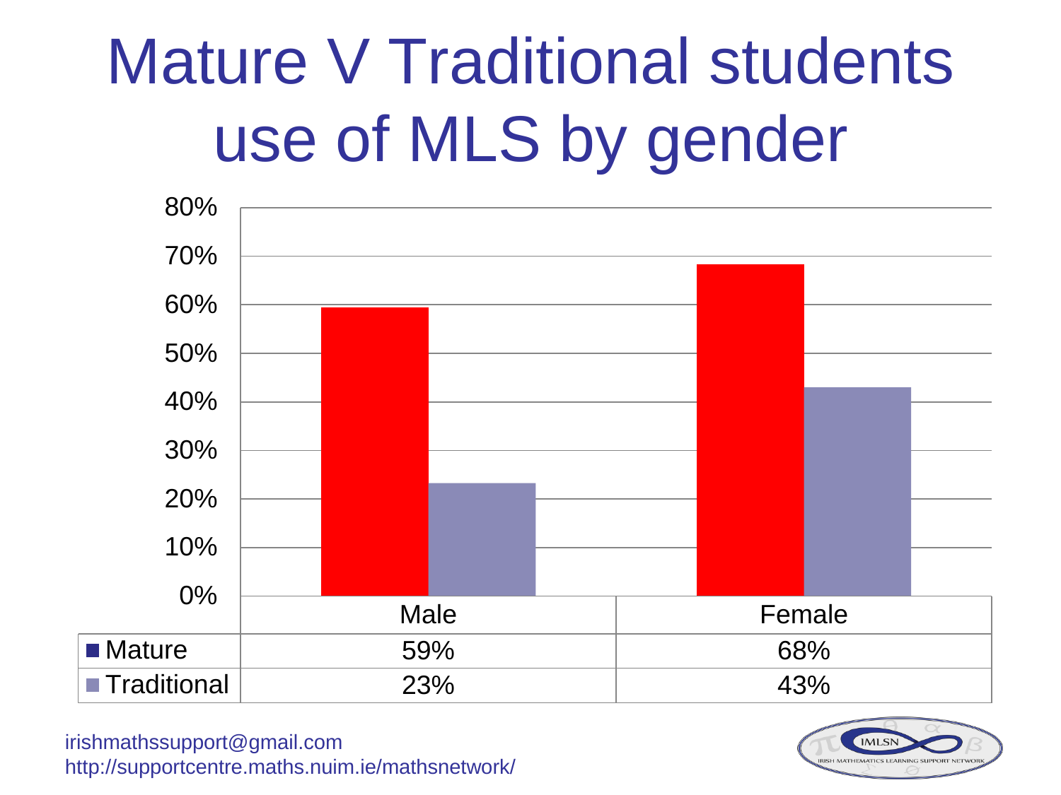# Mature V Traditional students use of MLS by gender

| | Male | Female |
|---|---|---|
| Mature | 59% | 68% |
| Traditional | 23% | 43% |

irishmathssupport@gmail.com
http://supportcentre.maths.nuim.ie/mathsnetwork/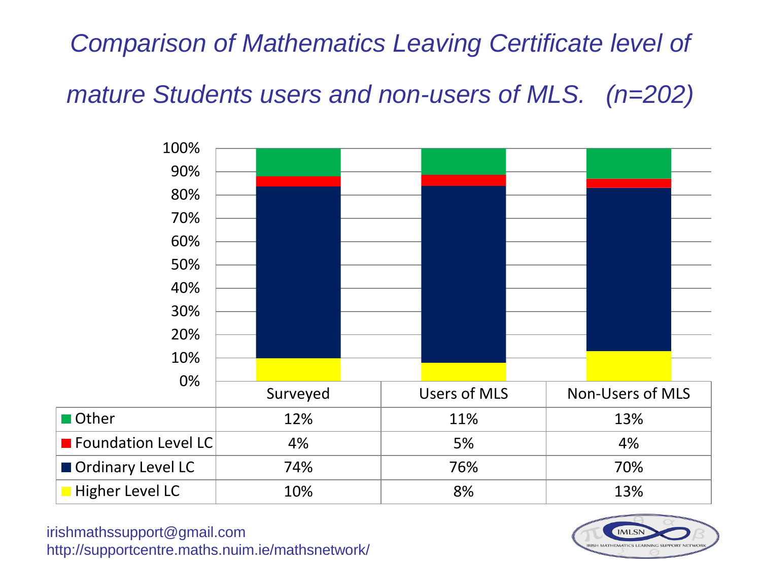# *Comparison of Mathematics Leaving Certificate level of mature Students users and non-users of MLS. (n=202)*

| | Surveyed | Users of MLS | Non-Users of MLS |
|---|---|---|---|
| Other | 12% | 11% | 13% |
| Foundation Level LC | 4% | 5% | 4% |
| Ordinary Level LC | 74% | 76% | 70% |
| Higher Level LC | 10% | 8% | 13% |

irishmathssupport@gmail.com
http://supportcentre.maths.nuim.ie/mathsnetwork/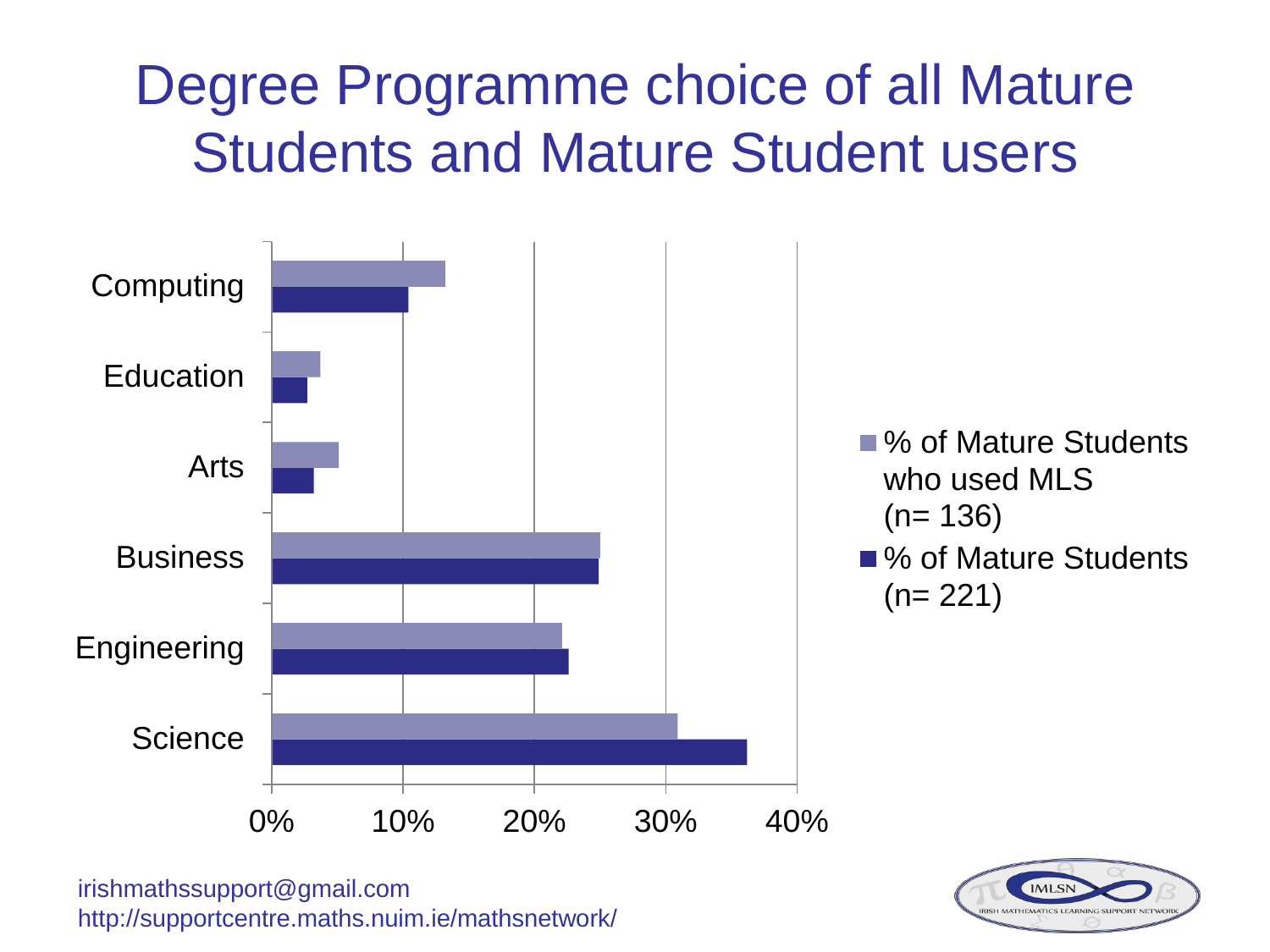# Degree Programme choice of all Mature Students and Mature Student users

Computing

Education

Arts

Business

Engineering

Science

0% 10% 20% 30% 40%

- % of Mature Students who used MLS (n= 136)
- % of Mature Students (n= 221)

irishmathssupport@gmail.com
http://supportcentre.maths.nuim.ie/mathsnetwork/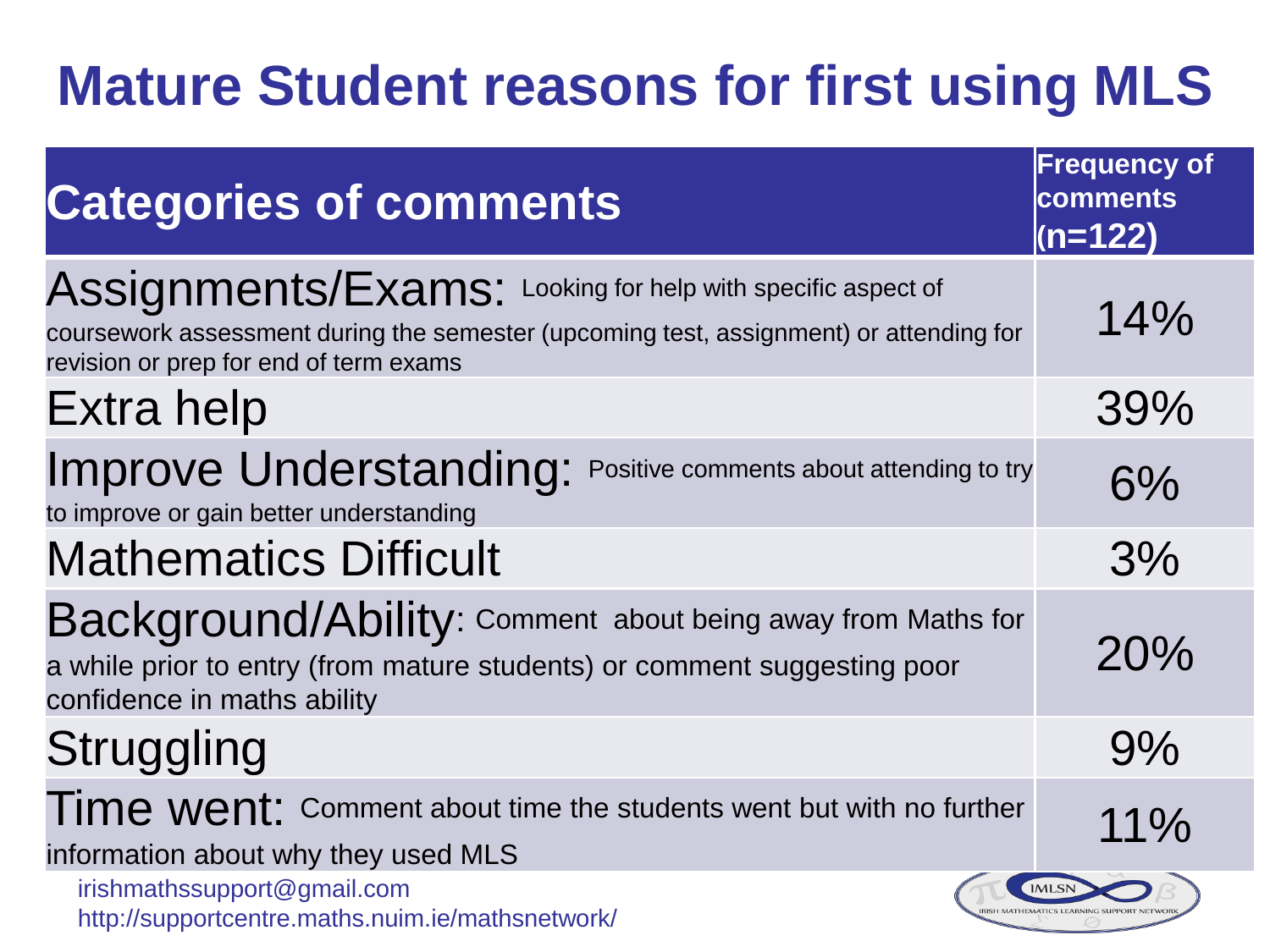# Mature Student reasons for first using MLS

| Categories of comments | Frequency of comments (n=122) |
| --- | --- |
| **Assignments/Exams:** Looking for help with specific aspect of coursework assessment during the semester (upcoming test, assignment) or attending for revision or prep for end of term exams | 14% |
| **Extra help** | 39% |
| **Improve Understanding:** Positive comments about attending to try to improve or gain better understanding | 6% |
| **Mathematics Difficult** | 3% |
| **Background/Ability:** Comment about being away from Maths for a while prior to entry (from mature students) or comment suggesting poor confidence in maths ability | 20% |
| **Struggling** | 9% |
| **Time went:** Comment about time the students went but with no further information about why they used MLS | 11% |

irishmathssupport@gmail.com
http://supportcentre.maths.nuim.ie/mathsnetwork/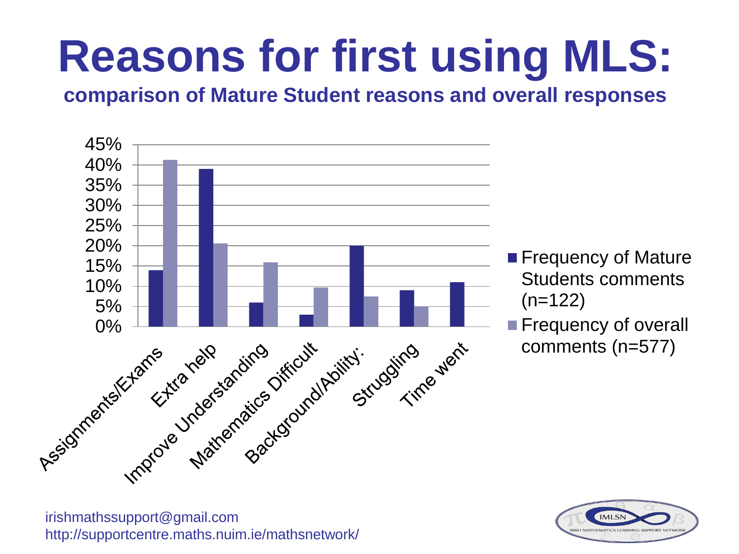# Reasons for first using MLS:

**comparison of Mature Student reasons and overall responses**

| | Frequency of Mature Students comments (n=122) | Frequency of overall comments (n=577) |
|---|---|---|
| Assignments/Exams | 14% | 41% |
| Extra help | 39% | 20.5% |
| Improve Understanding | 6% | 16% |
| Mathematics Difficult | 3% | 9.5% |
| Background/Ability: | 20% | 7.5% |
| Struggling | 9% | 5% |
| Time went | 11% | |

irishmathssupport@gmail.com
http://supportcentre.maths.nuim.ie/mathsnetwork/

IMLSN — IRISH MATHEMATICS LEARNING SUPPORT NETWORK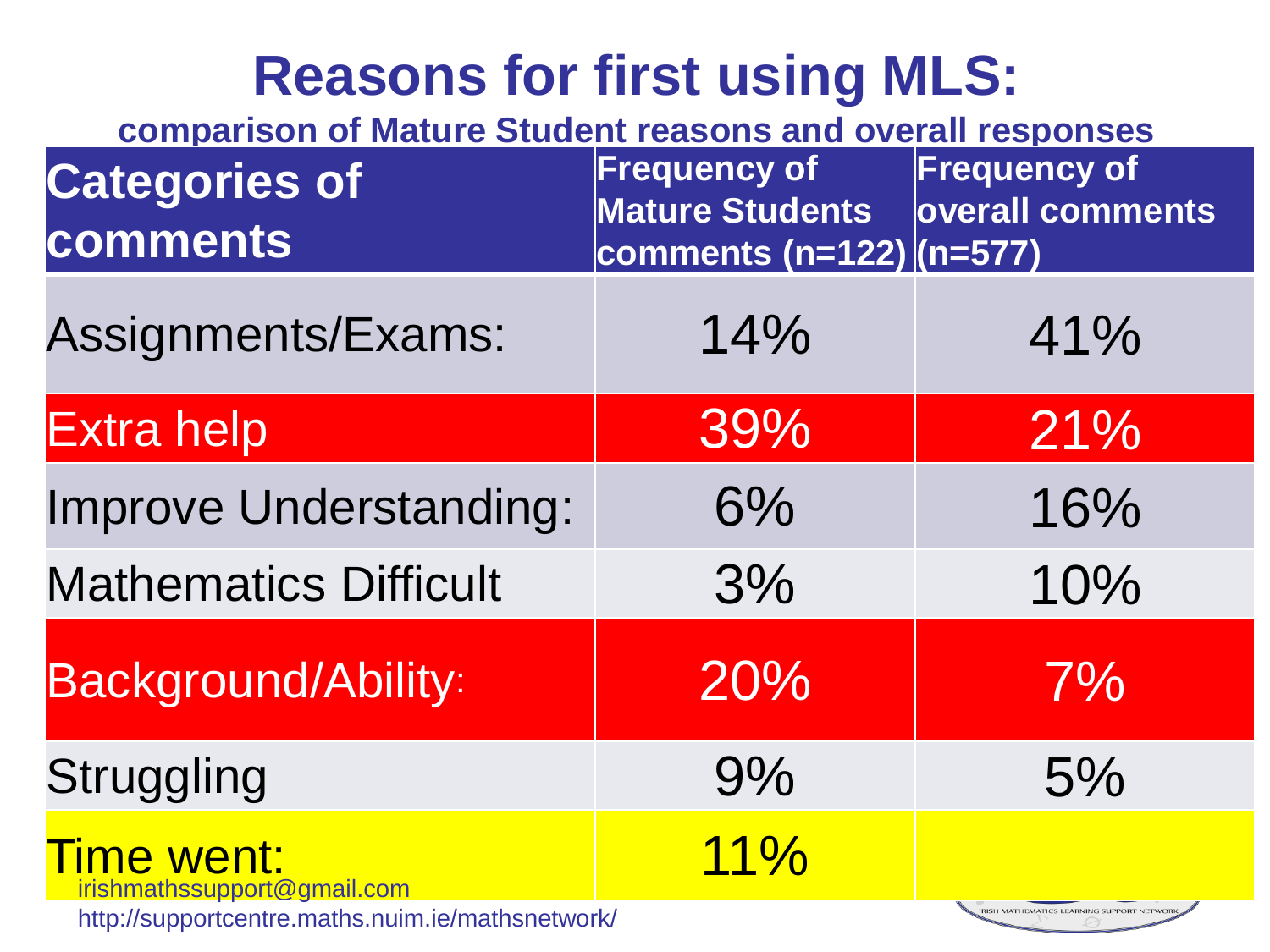# Reasons for first using MLS:

comparison of Mature Student reasons and overall responses

| Categories of comments | Frequency of Mature Students comments (n=122) | Frequency of overall comments (n=577) |
|---|---|---|
| Assignments/Exams: | 14% | 41% |
| Extra help | 39% | 21% |
| Improve Understanding: | 6% | 16% |
| Mathematics Difficult | 3% | 10% |
| Background/Ability: | 20% | 7% |
| Struggling | 9% | 5% |
| Time went: | 11% | |

irishmathssupport@gmail.com

http://supportcentre.maths.nuim.ie/mathsnetwork/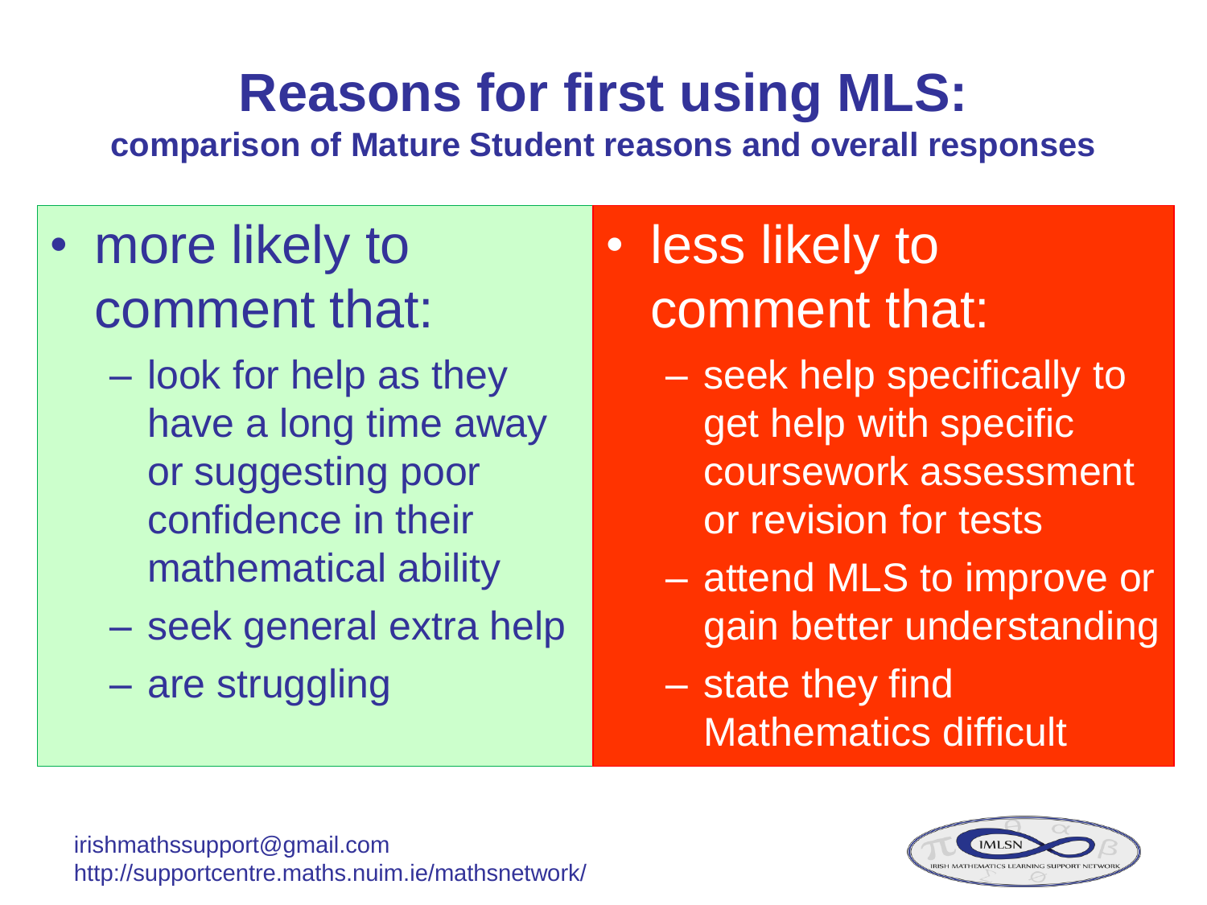# Reasons for first using MLS:

**comparison of Mature Student reasons and overall responses**

- more likely to comment that:
  - look for help as they have a long time away or suggesting poor confidence in their mathematical ability
  - seek general extra help
  - are struggling

- less likely to comment that:
  - seek help specifically to get help with specific coursework assessment or revision for tests
  - attend MLS to improve or gain better understanding
  - state they find Mathematics difficult

irishmathssupport@gmail.com
http://supportcentre.maths.nuim.ie/mathsnetwork/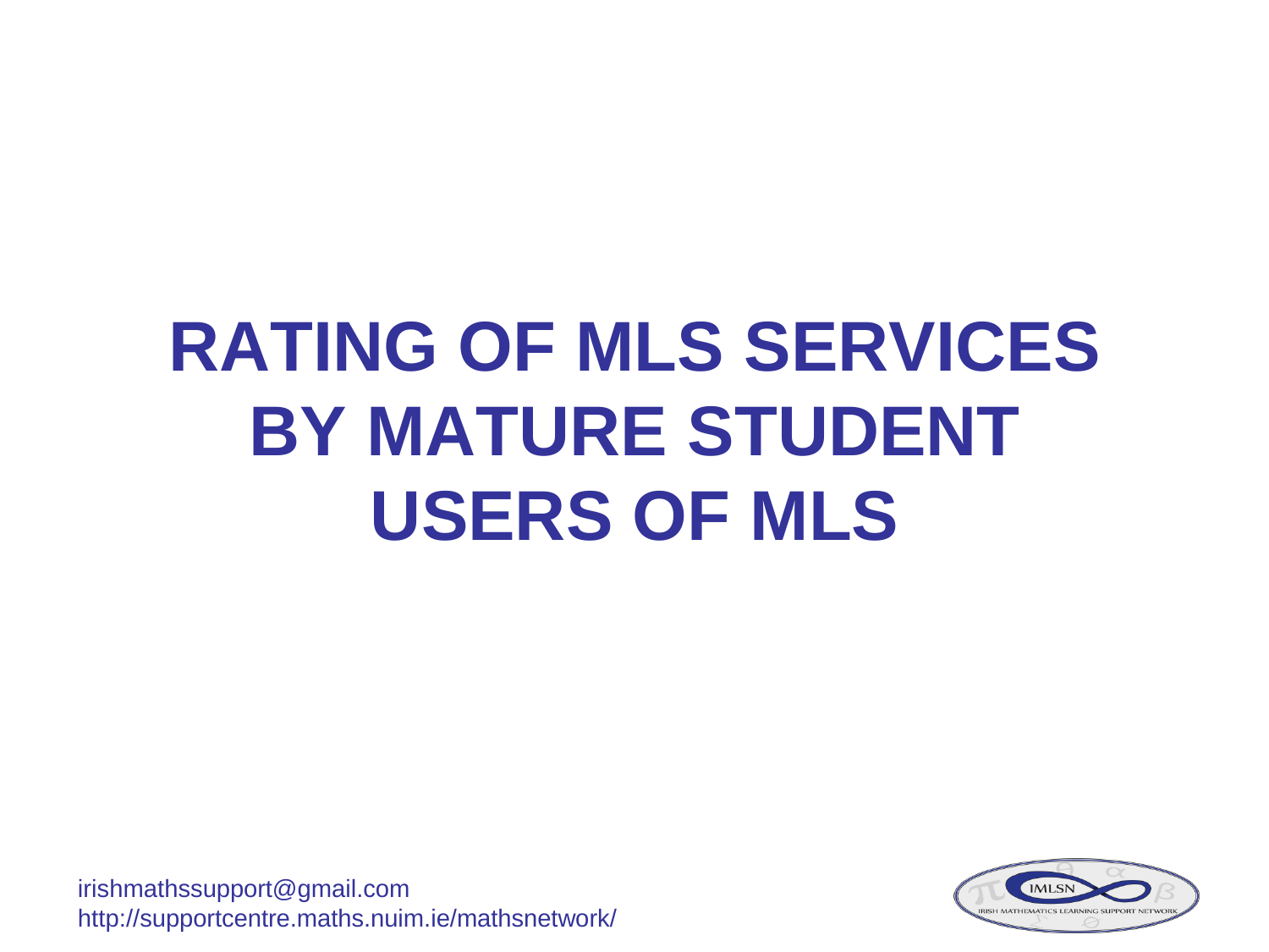# RATING OF MLS SERVICES BY MATURE STUDENT USERS OF MLS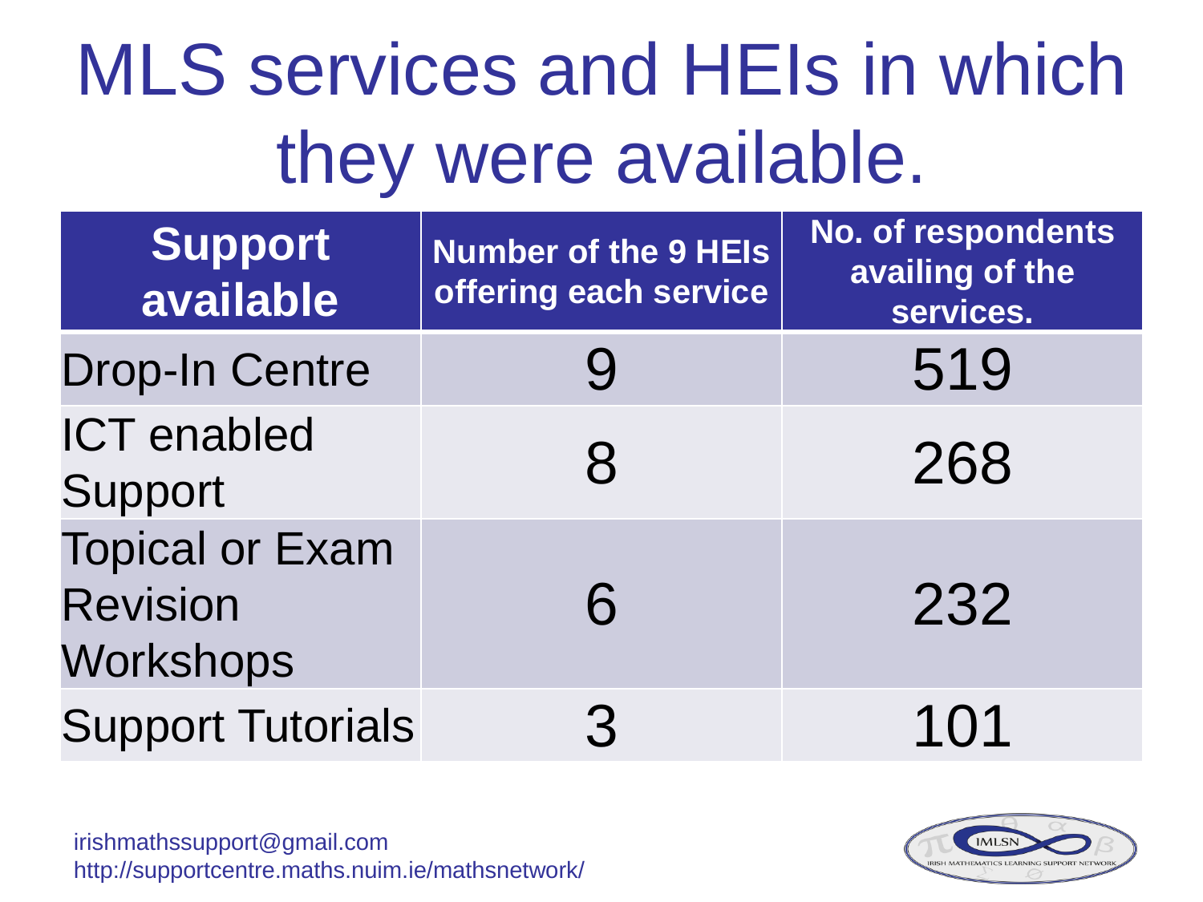# MLS services and HEIs in which they were available.

| Support available | Number of the 9 HEIs offering each service | No. of respondents availing of the services. |
|---|---|---|
| Drop-In Centre | 9 | 519 |
| ICT enabled Support | 8 | 268 |
| Topical or Exam Revision Workshops | 6 | 232 |
| Support Tutorials | 3 | 101 |

irishmathssupport@gmail.com
http://supportcentre.maths.nuim.ie/mathsnetwork/

IMLSN
IRISH MATHEMATICS LEARNING SUPPORT NETWORK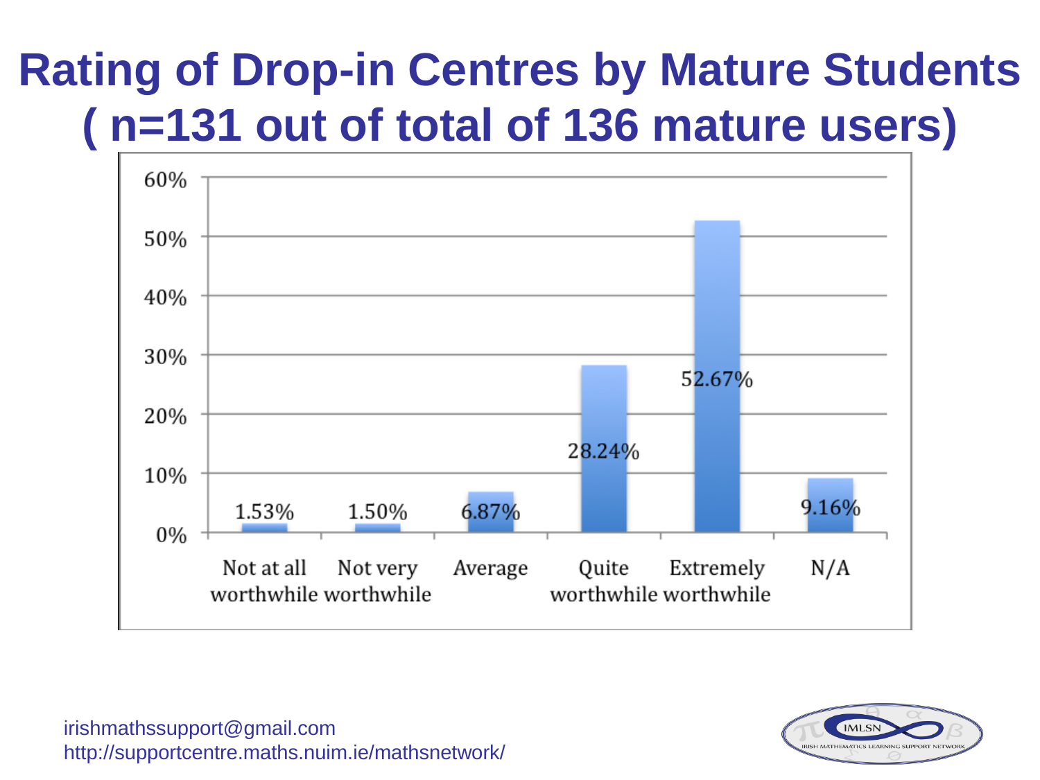# Rating of Drop-in Centres by Mature Students ( n=131 out of total of 136 mature users)

| Rating | Percentage |
|---|---|
| Not at all worthwhile | 1.53% |
| Not very worthwhile | 1.50% |
| Average | 6.87% |
| Quite worthwhile | 28.24% |
| Extremely worthwhile | 52.67% |
| N/A | 9.16% |

irishmathssupport@gmail.com
http://supportcentre.maths.nuim.ie/mathsnetwork/

IMLSN — IRISH MATHEMATICS LEARNING SUPPORT NETWORK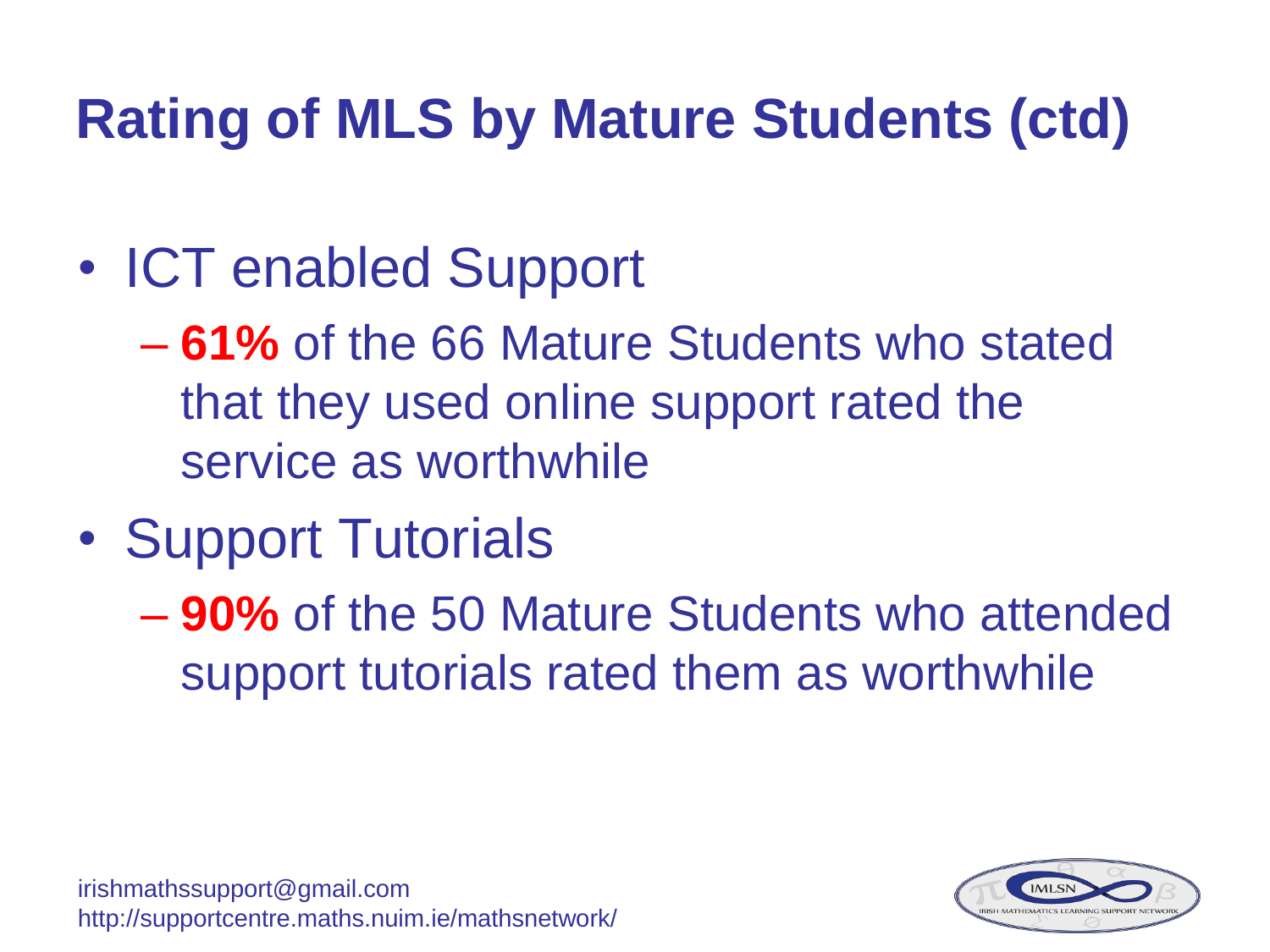# Rating of MLS by Mature Students (ctd)

- ICT enabled Support
  - **61%** of the 66 Mature Students who stated that they used online support rated the service as worthwhile
- Support Tutorials
  - **90%** of the 50 Mature Students who attended support tutorials rated them as worthwhile

irishmathssupport@gmail.com
http://supportcentre.maths.nuim.ie/mathsnetwork/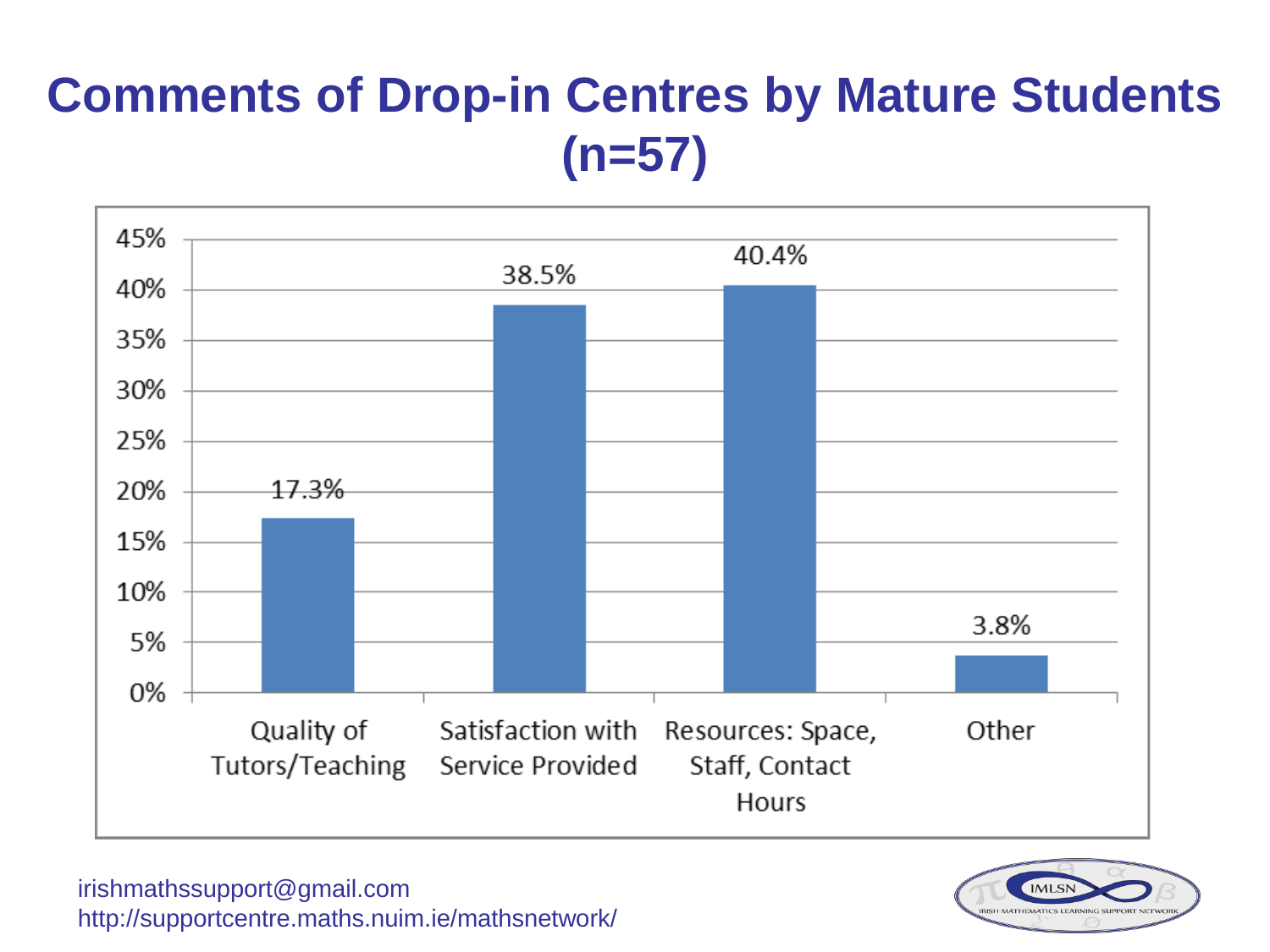# Comments of Drop-in Centres by Mature Students (n=57)

| Category | Percentage |
| --- | --- |
| Quality of Tutors/Teaching | 17.3% |
| Satisfaction with Service Provided | 38.5% |
| Resources: Space, Staff, Contact Hours | 40.4% |
| Other | 3.8% |

irishmathssupport@gmail.com
http://supportcentre.maths.nuim.ie/mathsnetwork/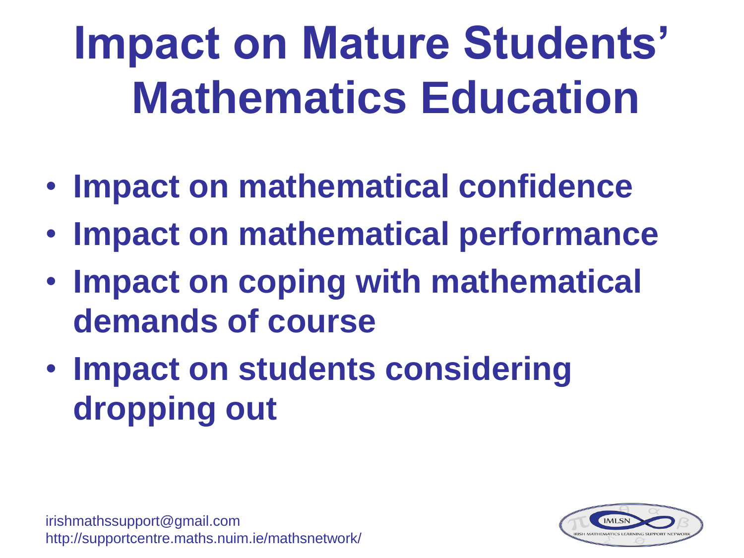# Impact on Mature Students' Mathematics Education

- **Impact on mathematical confidence**
- **Impact on mathematical performance**
- **Impact on coping with mathematical demands of course**
- **Impact on students considering dropping out**

irishmathssupport@gmail.com
http://supportcentre.maths.nuim.ie/mathsnetwork/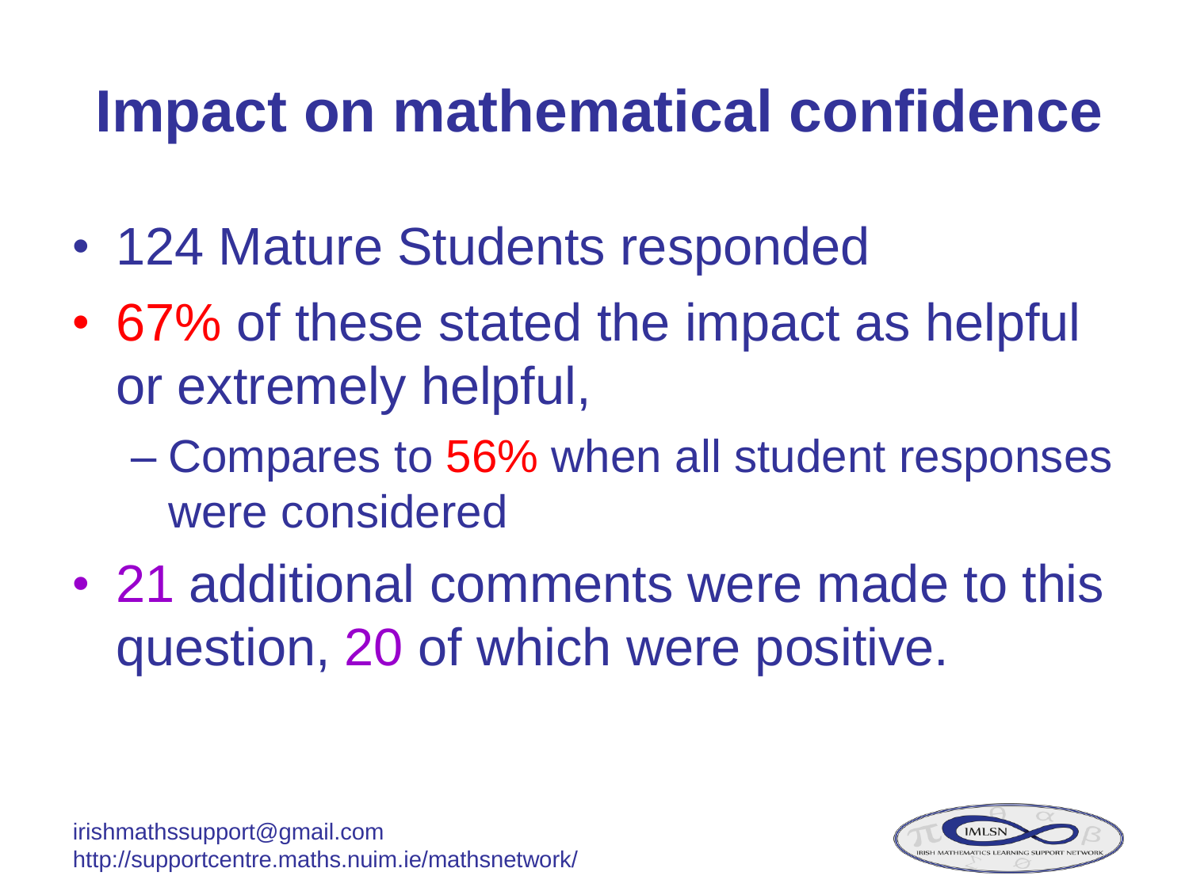# Impact on mathematical confidence

- 124 Mature Students responded
- 67% of these stated the impact as helpful or extremely helpful,
  - Compares to 56% when all student responses were considered
- 21 additional comments were made to this question, 20 of which were positive.

irishmathssupport@gmail.com
http://supportcentre.maths.nuim.ie/mathsnetwork/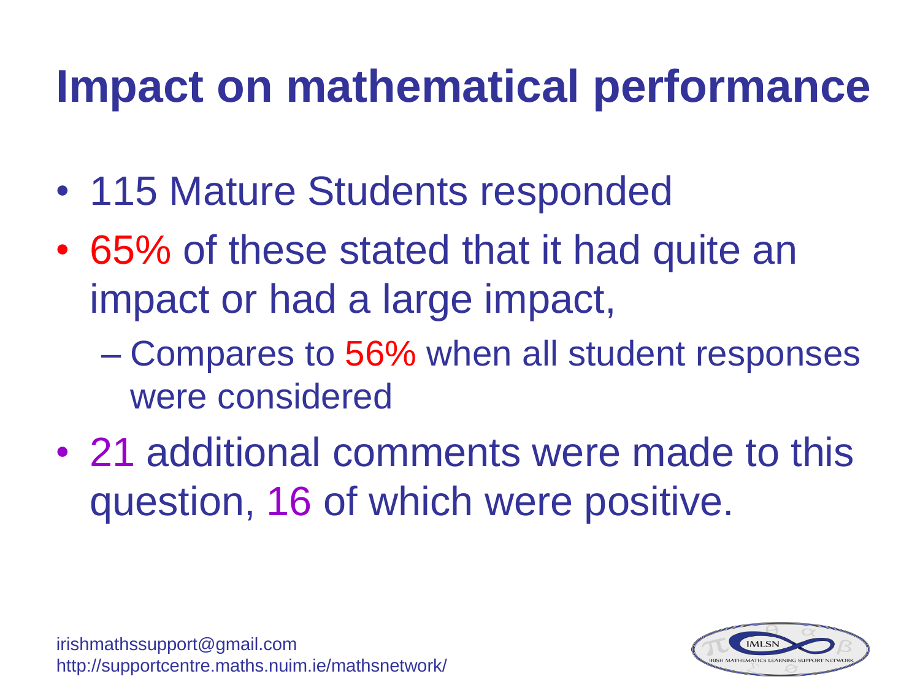# Impact on mathematical performance

- 115 Mature Students responded
- 65% of these stated that it had quite an impact or had a large impact,
  - Compares to 56% when all student responses were considered
- 21 additional comments were made to this question, 16 of which were positive.

irishmathssupport@gmail.com
http://supportcentre.maths.nuim.ie/mathsnetwork/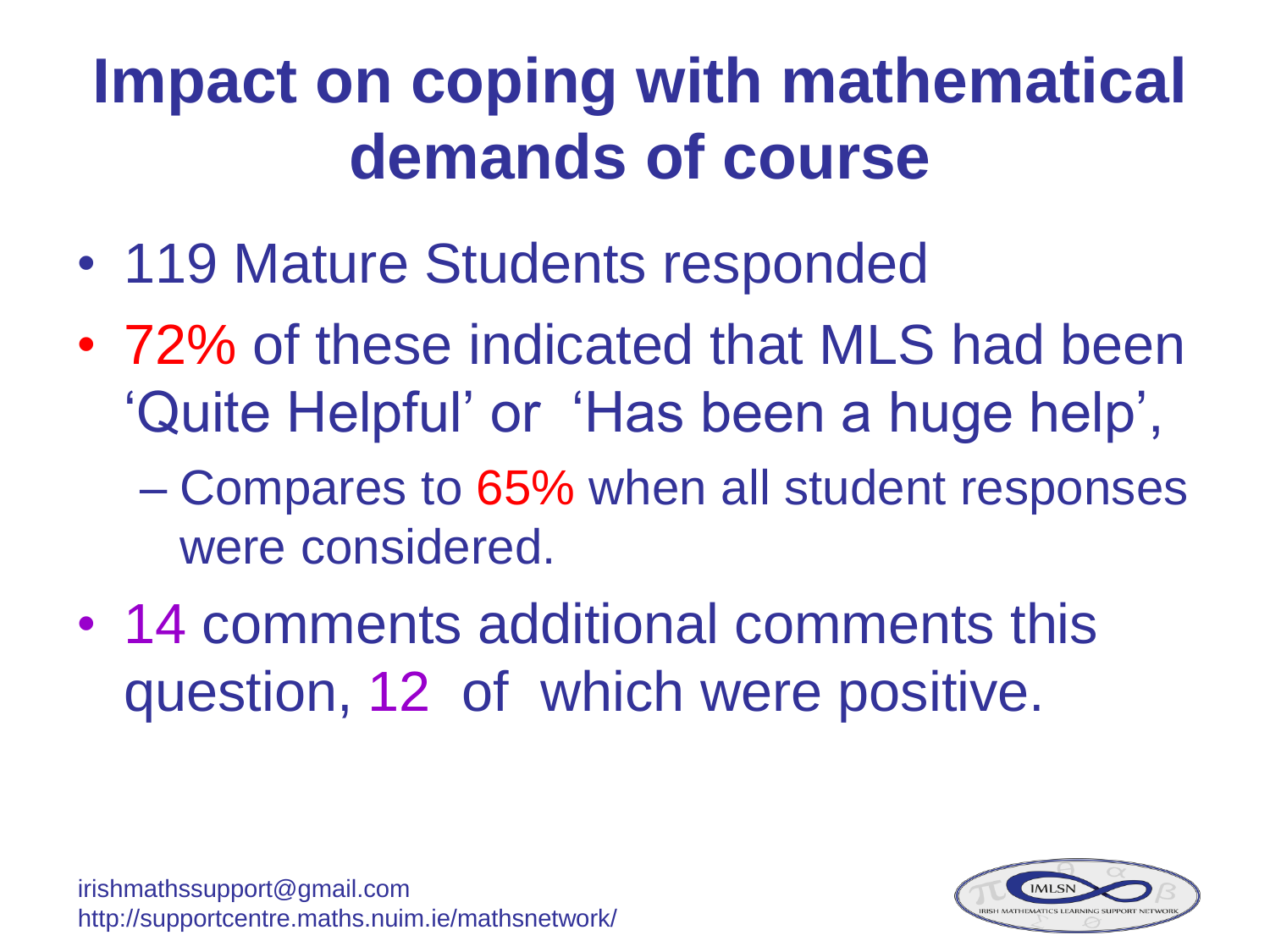# Impact on coping with mathematical demands of course

- 119 Mature Students responded
- 72% of these indicated that MLS had been 'Quite Helpful' or 'Has been a huge help',
  - Compares to 65% when all student responses were considered.
- 14 comments additional comments this question, 12 of which were positive.

irishmathssupport@gmail.com
http://supportcentre.maths.nuim.ie/mathsnetwork/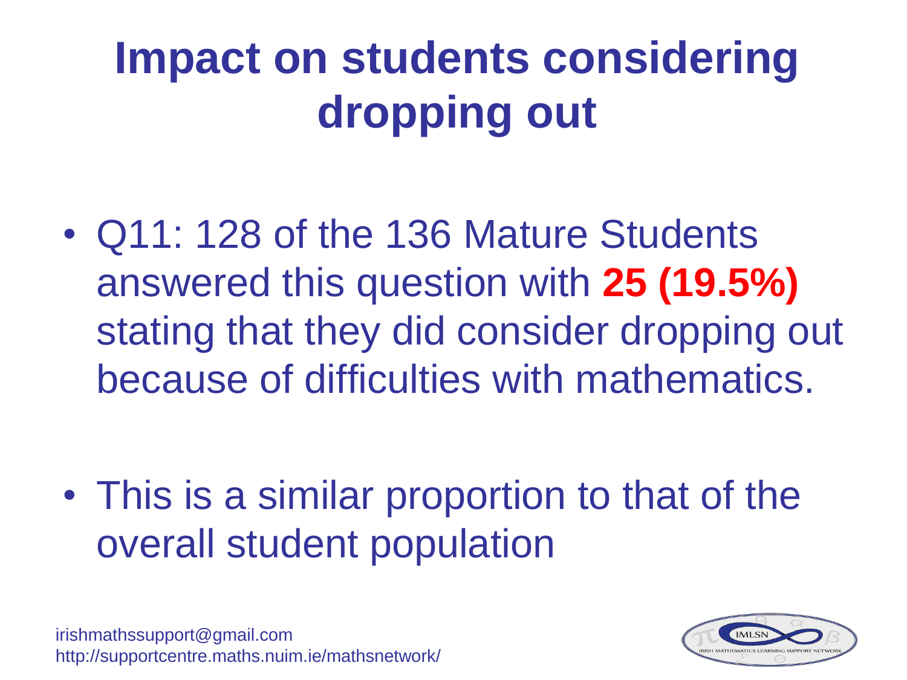# Impact on students considering dropping out

- Q11: 128 of the 136 Mature Students answered this question with **25 (19.5%)** stating that they did consider dropping out because of difficulties with mathematics.
- This is a similar proportion to that of the overall student population

irishmathssupport@gmail.com
http://supportcentre.maths.nuim.ie/mathsnetwork/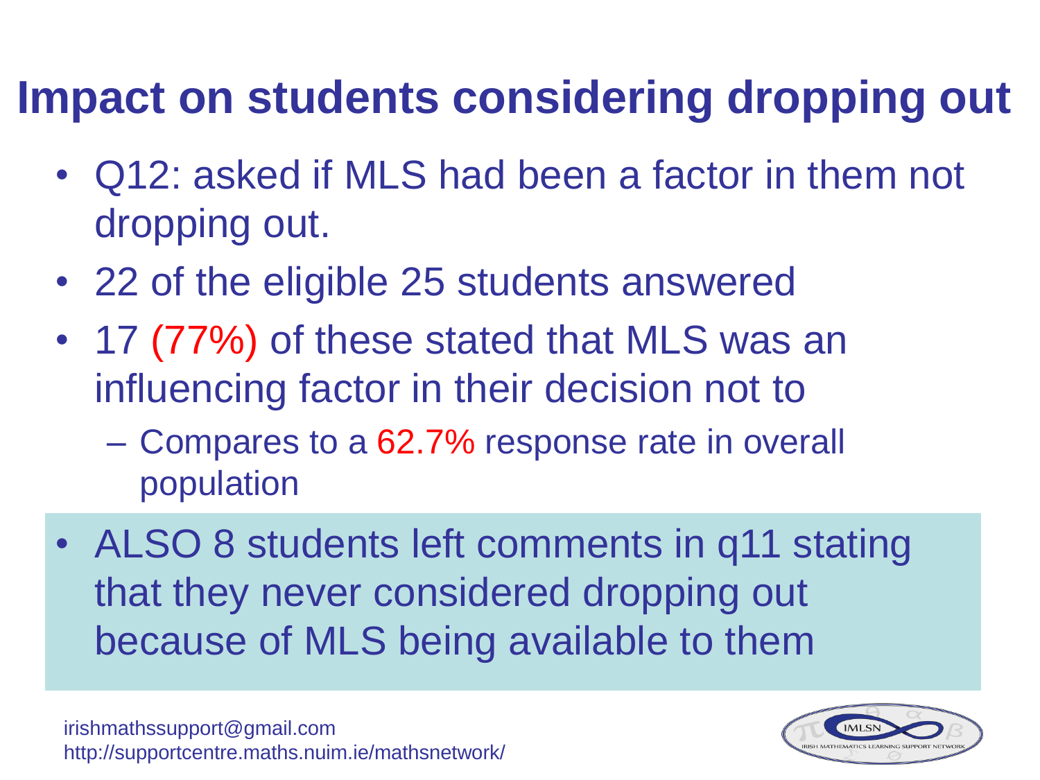# Impact on students considering dropping out

- Q12: asked if MLS had been a factor in them not dropping out.
- 22 of the eligible 25 students answered
- 17 (77%) of these stated that MLS was an influencing factor in their decision not to
  - Compares to a 62.7% response rate in overall population
- ALSO 8 students left comments in q11 stating that they never considered dropping out because of MLS being available to them

irishmathssupport@gmail.com
http://supportcentre.maths.nuim.ie/mathsnetwork/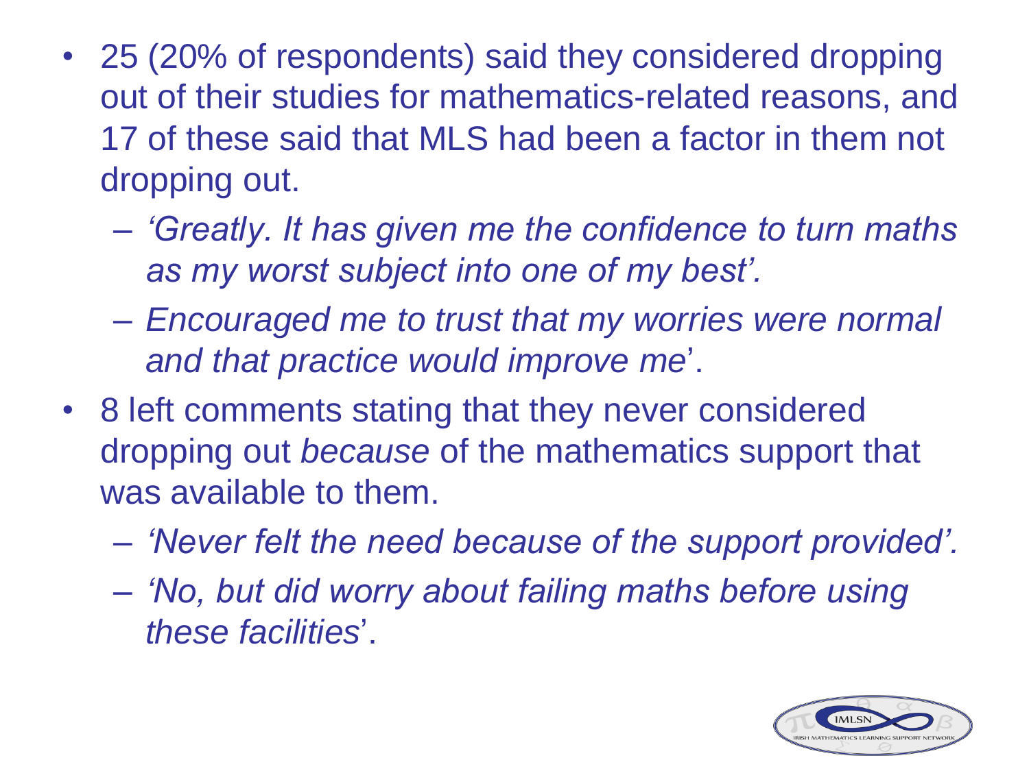- 25 (20% of respondents) said they considered dropping out of their studies for mathematics-related reasons, and 17 of these said that MLS had been a factor in them not dropping out.
  - *'Greatly. It has given me the confidence to turn maths as my worst subject into one of my best'.*
  - *Encouraged me to trust that my worries were normal and that practice would improve me*'.
- 8 left comments stating that they never considered dropping out *because* of the mathematics support that was available to them.
  - *'Never felt the need because of the support provided'.*
  - *'No, but did worry about failing maths before using these facilities*'.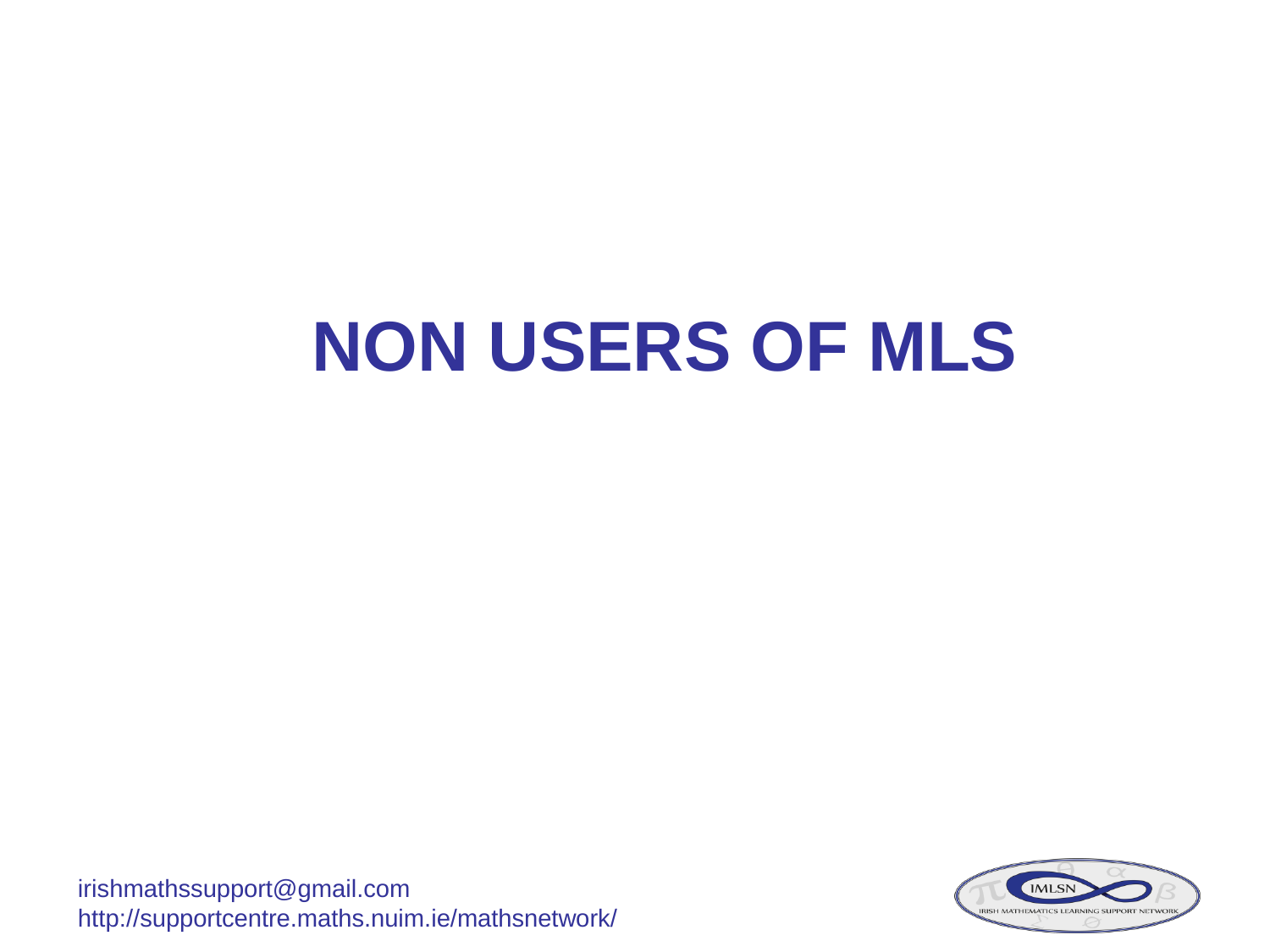# NON USERS OF MLS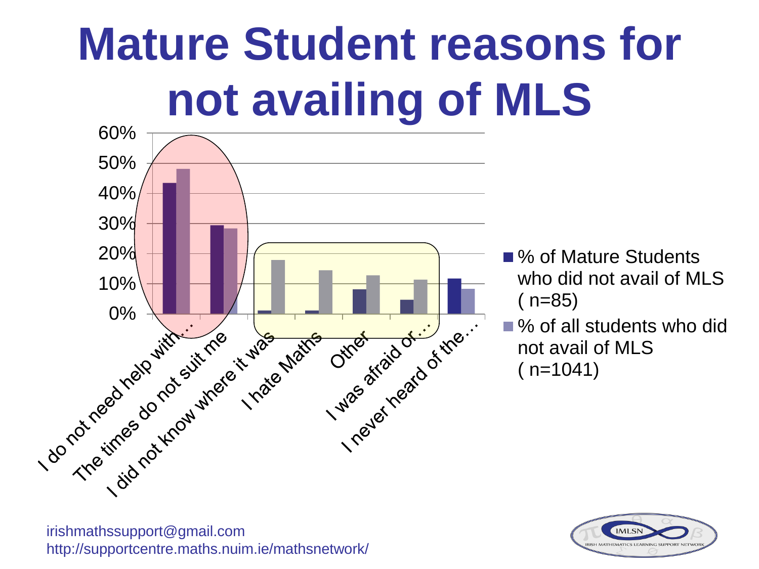# Mature Student reasons for not availing of MLS

| Reason | % of Mature Students who did not avail of MLS (n=85) | % of all students who did not avail of MLS (n=1041) |
|---|---|---|
| I do not need help with… | ~43% | ~48% |
| The times do not suit me | ~29% | ~28% |
| I did not know where it was | ~1% | ~18% |
| I hate Maths | ~1% | ~14% |
| Other | ~8% | ~13% |
| I was afraid of… | ~5% | ~11% |
| I never heard of the… | ~12% | ~8% |

irishmathssupport@gmail.com
http://supportcentre.maths.nuim.ie/mathsnetwork/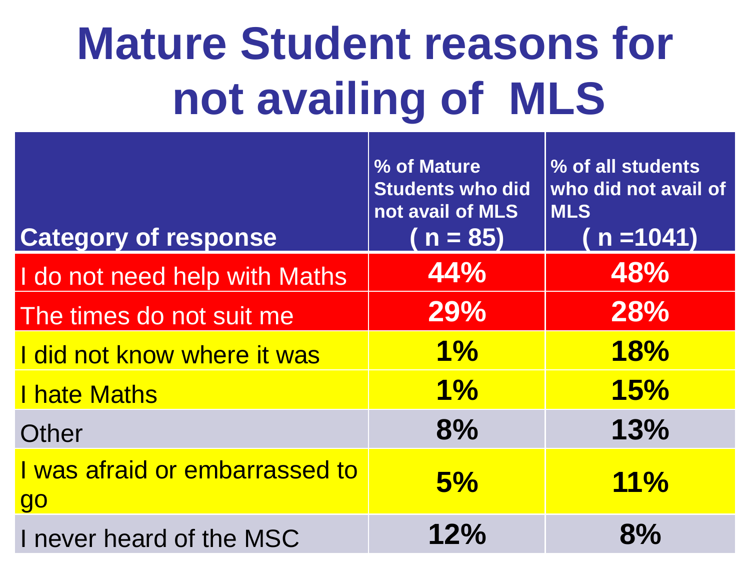# Mature Student reasons for not availing of MLS

| Category of response | % of Mature Students who did not avail of MLS ( n = 85) | % of all students who did not avail of MLS ( n =1041) |
|---|---|---|
| I do not need help with Maths | 44% | 48% |
| The times do not suit me | 29% | 28% |
| I did not know where it was | 1% | 18% |
| I hate Maths | 1% | 15% |
| Other | 8% | 13% |
| I was afraid or embarrassed to go | 5% | 11% |
| I never heard of the MSC | 12% | 8% |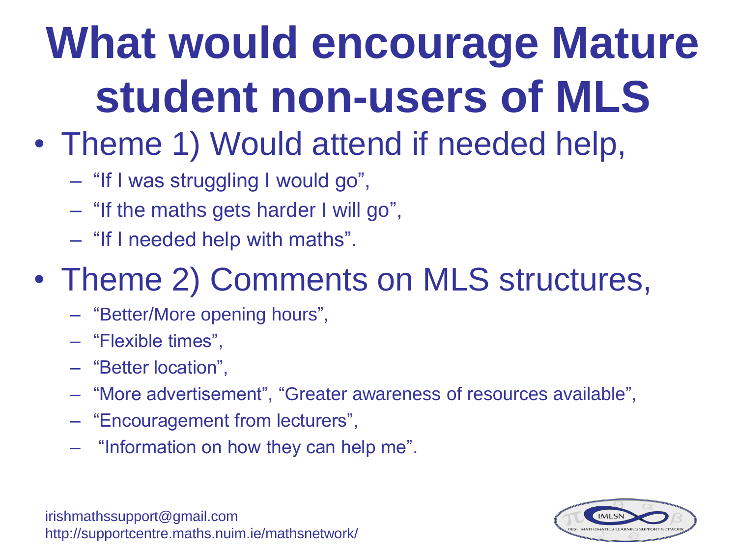# What would encourage Mature student non-users of MLS

- Theme 1) Would attend if needed help,
  - "If I was struggling I would go",
  - "If the maths gets harder I will go",
  - "If I needed help with maths".
- Theme 2) Comments on MLS structures,
  - "Better/More opening hours",
  - "Flexible times",
  - "Better location",
  - "More advertisement", "Greater awareness of resources available",
  - "Encouragement from lecturers",
  - "Information on how they can help me".

irishmathssupport@gmail.com
http://supportcentre.maths.nuim.ie/mathsnetwork/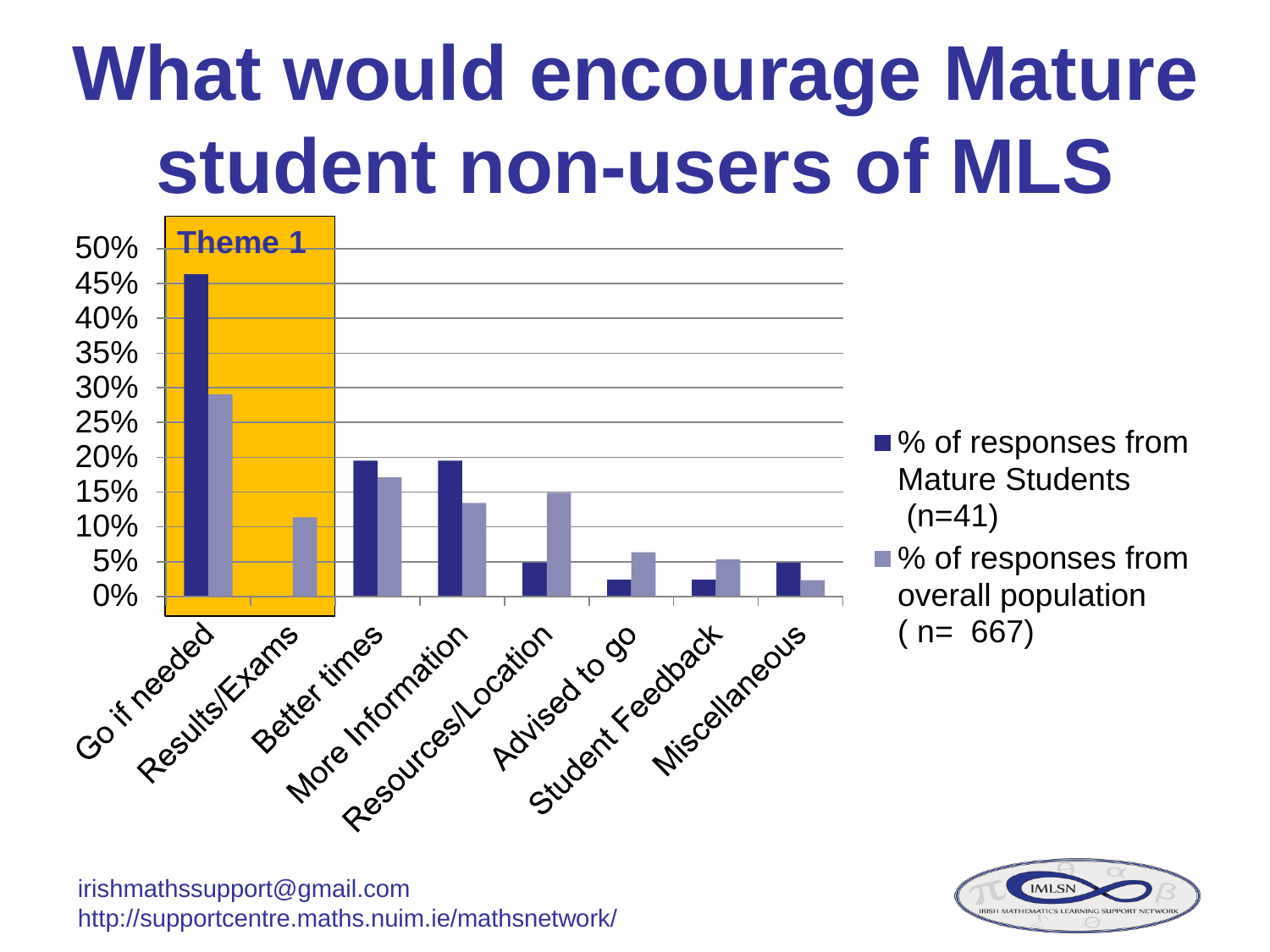# What would encourage Mature student non-users of MLS

Theme 1

| Category | % of responses from Mature Students (n=41) | % of responses from overall population ( n= 667) |
| --- | --- | --- |
| Go if needed | 46% | 29% |
| Results/Exams | 0% | 11% |
| Better times | 19.5% | 17% |
| More Information | 19.5% | 13% |
| Resources/Location | 5% | 15% |
| Advised to go | 2.5% | 6% |
| Student Feedback | 2.5% | 5% |
| Miscellaneous | 5% | 2% |

irishmathssupport@gmail.com
http://supportcentre.maths.nuim.ie/mathsnetwork/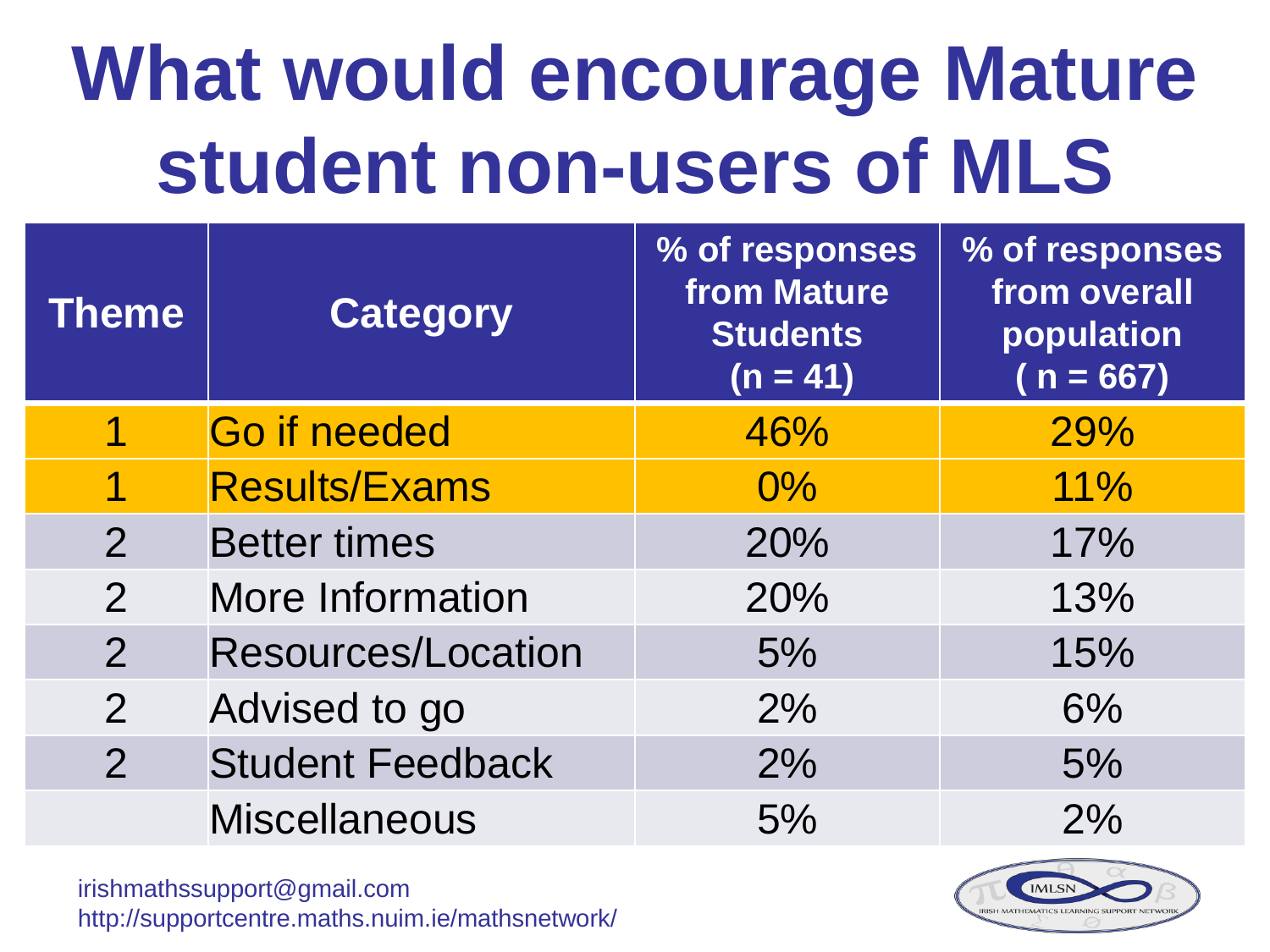# What would encourage Mature student non-users of MLS

| Theme | Category | % of responses from Mature Students (n = 41) | % of responses from overall population ( n = 667) |
|---|---|---|---|
| 1 | Go if needed | 46% | 29% |
| 1 | Results/Exams | 0% | 11% |
| 2 | Better times | 20% | 17% |
| 2 | More Information | 20% | 13% |
| 2 | Resources/Location | 5% | 15% |
| 2 | Advised to go | 2% | 6% |
| 2 | Student Feedback | 2% | 5% |
| | Miscellaneous | 5% | 2% |

irishmathssupport@gmail.com
http://supportcentre.maths.nuim.ie/mathsnetwork/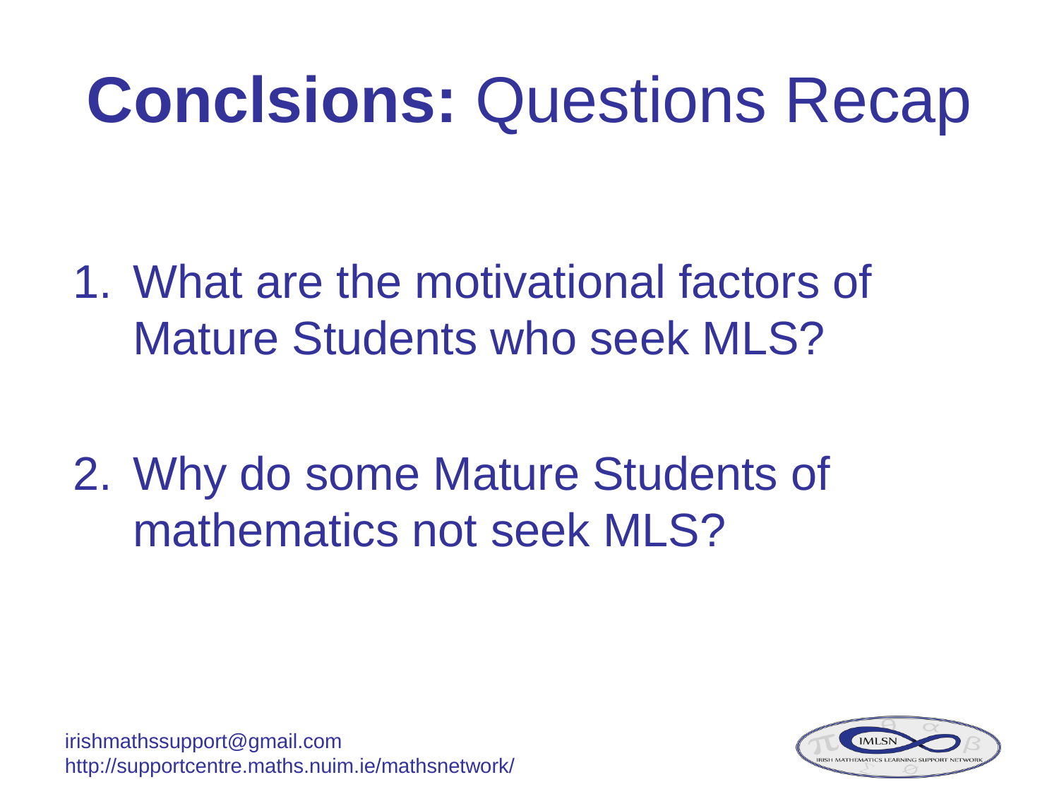# **Conclsions:** Questions Recap

1. What are the motivational factors of Mature Students who seek MLS?

2. Why do some Mature Students of mathematics not seek MLS?

irishmathssupport@gmail.com
http://supportcentre.maths.nuim.ie/mathsnetwork/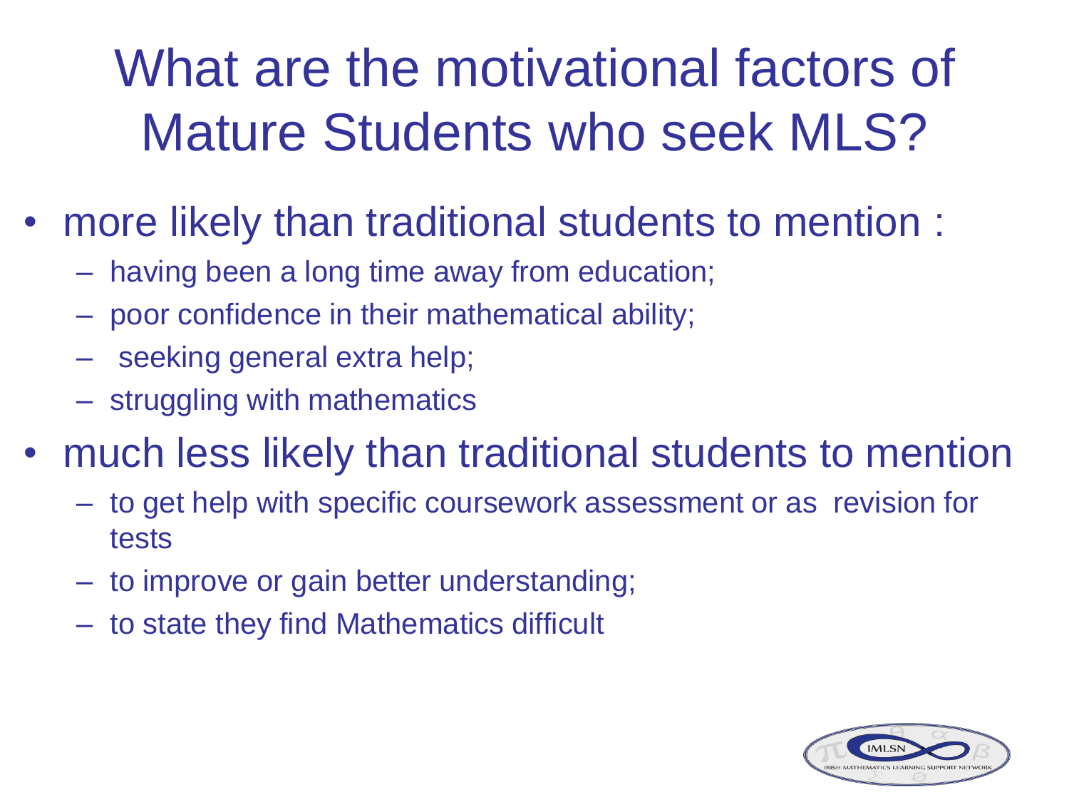# What are the motivational factors of Mature Students who seek MLS?

- more likely than traditional students to mention :
  - having been a long time away from education;
  - poor confidence in their mathematical ability;
  - seeking general extra help;
  - struggling with mathematics
- much less likely than traditional students to mention
  - to get help with specific coursework assessment or as revision for tests
  - to improve or gain better understanding;
  - to state they find Mathematics difficult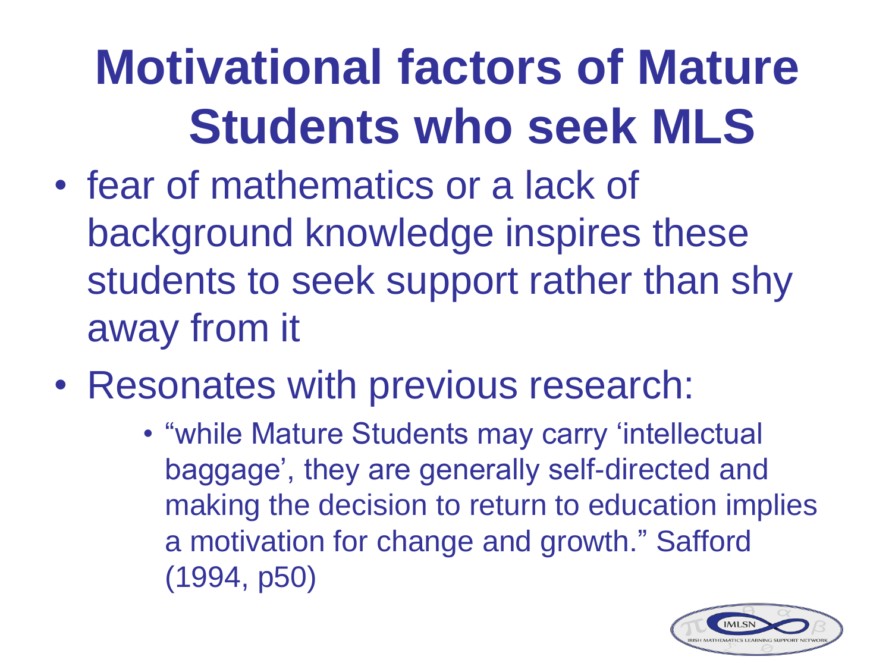# Motivational factors of Mature Students who seek MLS

- fear of mathematics or a lack of background knowledge inspires these students to seek support rather than shy away from it
- Resonates with previous research:
  - "while Mature Students may carry 'intellectual baggage', they are generally self-directed and making the decision to return to education implies a motivation for change and growth." Safford (1994, p50)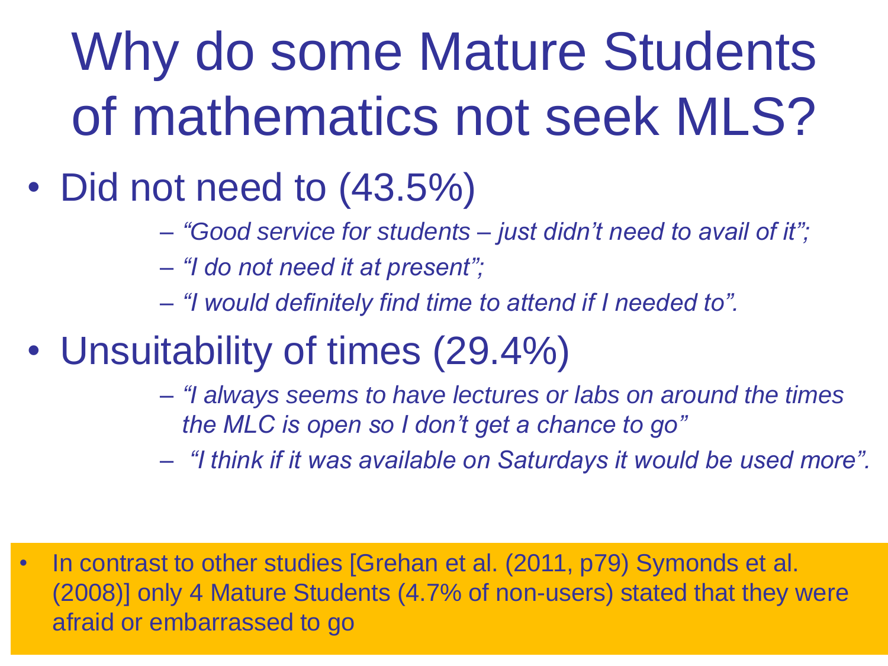# Why do some Mature Students of mathematics not seek MLS?

- Did not need to (43.5%)
  - *"Good service for students – just didn't need to avail of it";*
  - *"I do not need it at present";*
  - *"I would definitely find time to attend if I needed to".*
- Unsuitability of times (29.4%)
  - *"I always seems to have lectures or labs on around the times the MLC is open so I don't get a chance to go"*
  - *"I think if it was available on Saturdays it would be used more".*

- In contrast to other studies [Grehan et al. (2011, p79) Symonds et al. (2008)] only 4 Mature Students (4.7% of non-users) stated that they were afraid or embarrassed to go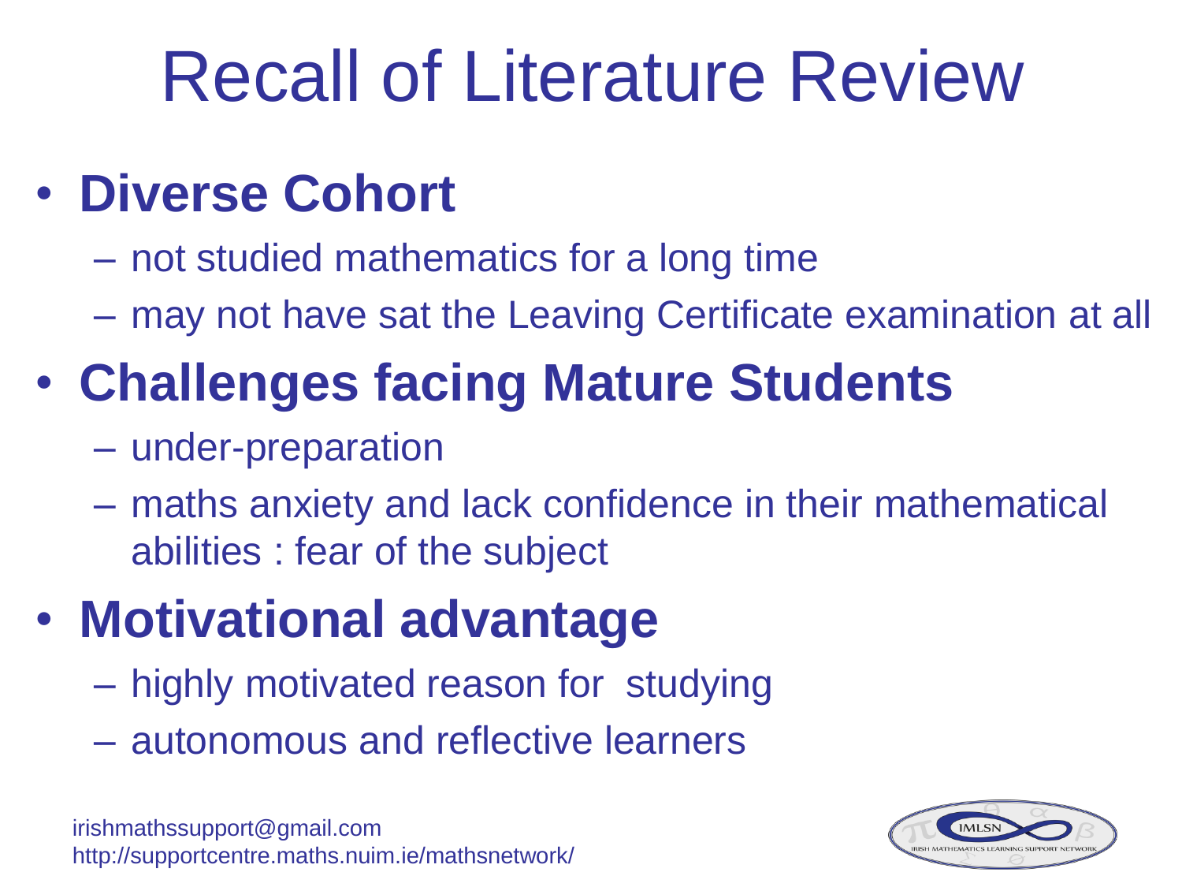# Recall of Literature Review

- **Diverse Cohort**
  - not studied mathematics for a long time
  - may not have sat the Leaving Certificate examination at all
- **Challenges facing Mature Students**
  - under-preparation
  - maths anxiety and lack confidence in their mathematical abilities : fear of the subject
- **Motivational advantage**
  - highly motivated reason for studying
  - autonomous and reflective learners

irishmathssupport@gmail.com
http://supportcentre.maths.nuim.ie/mathsnetwork/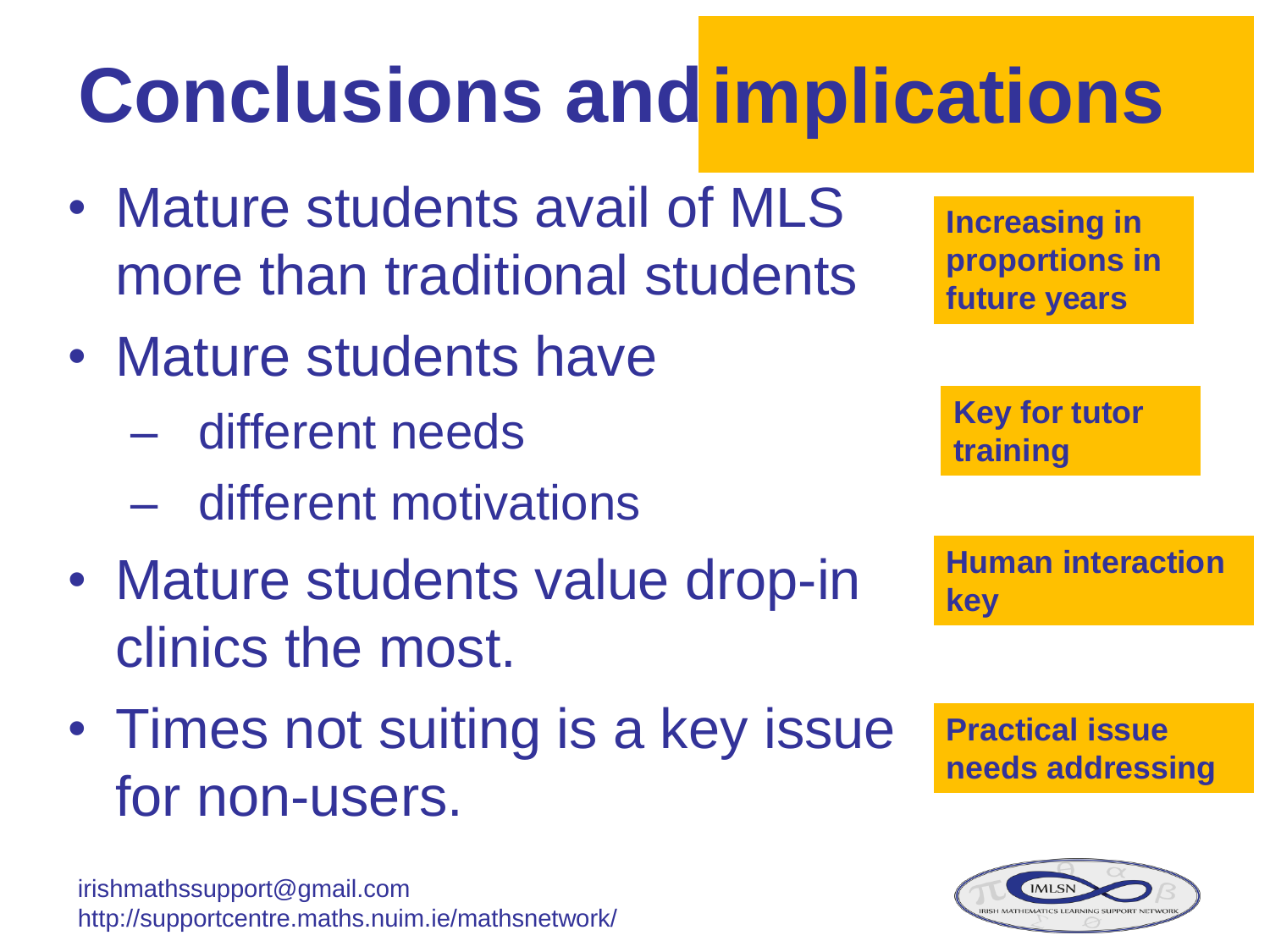# Conclusions and implications

- Mature students avail of MLS more than traditional students

**Increasing in proportions in future years**

- Mature students have
  - different needs
  - different motivations

**Key for tutor training**

- Mature students value drop-in clinics the most.

**Human interaction key**

- Times not suiting is a key issue for non-users.

**Practical issue needs addressing**

irishmathssupport@gmail.com
http://supportcentre.maths.nuim.ie/mathsnetwork/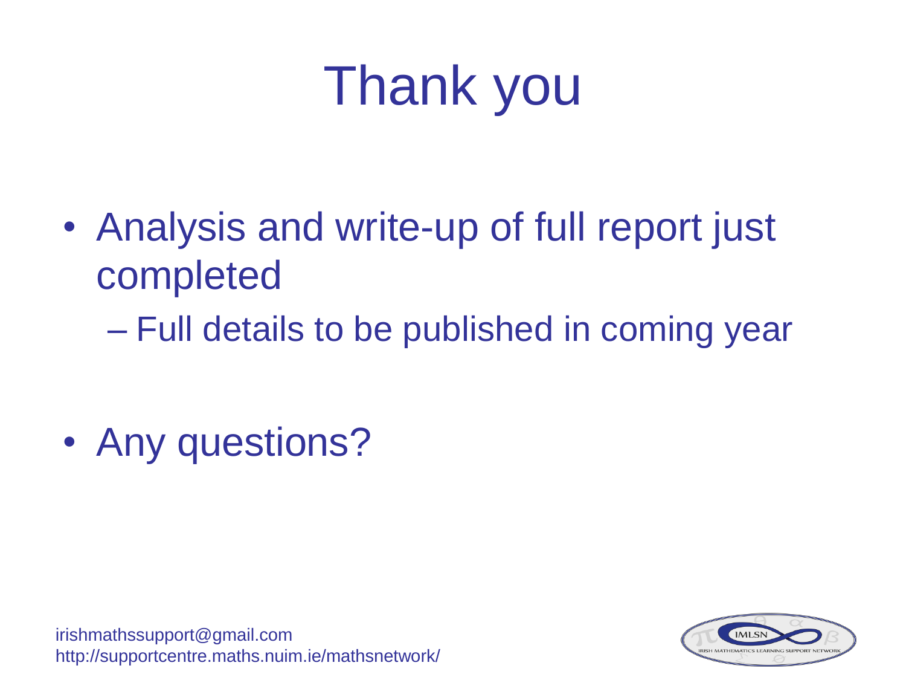# Thank you

- Analysis and write-up of full report just completed
  - Full details to be published in coming year

- Any questions?

irishmathssupport@gmail.com
http://supportcentre.maths.nuim.ie/mathsnetwork/